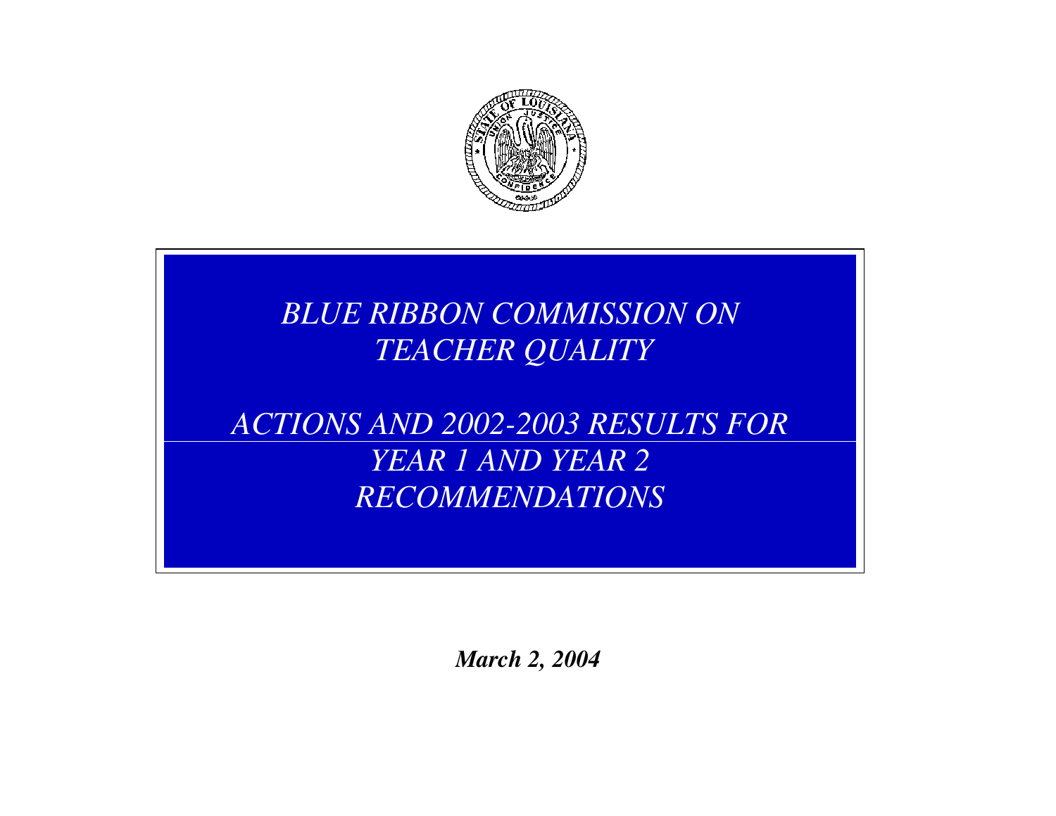# *BLUE RIBBON COMMISSION ON TEACHER QUALITY*

## *ACTIONS AND 2002-2003 RESULTS FOR YEAR 1 AND YEAR 2 RECOMMENDATIONS*

***March 2, 2004***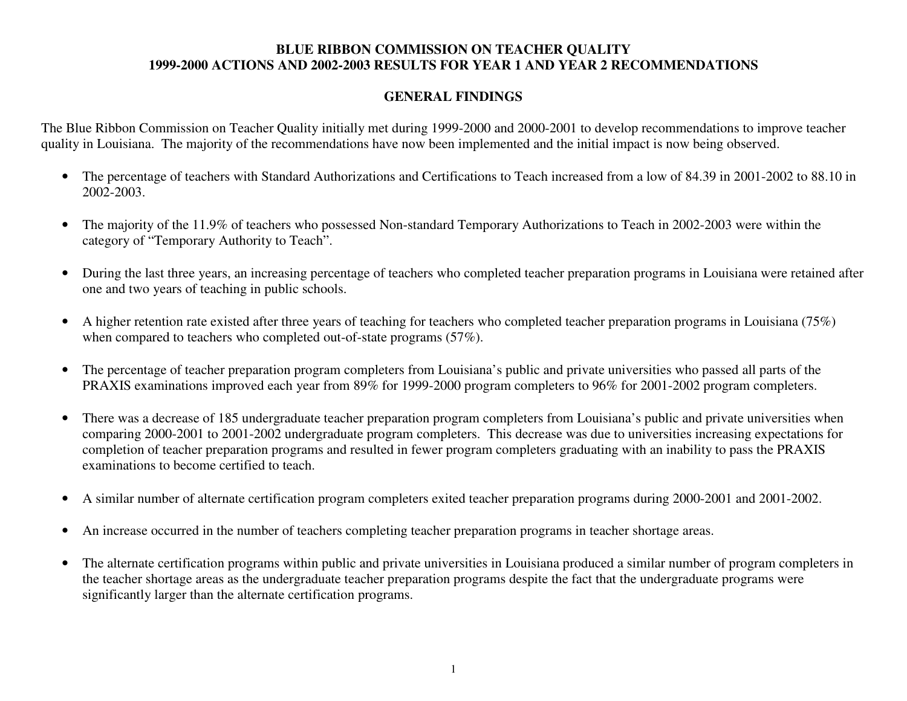# BLUE RIBBON COMMISSION ON TEACHER QUALITY
# 1999-2000 ACTIONS AND 2002-2003 RESULTS FOR YEAR 1 AND YEAR 2 RECOMMENDATIONS

## GENERAL FINDINGS

The Blue Ribbon Commission on Teacher Quality initially met during 1999-2000 and 2000-2001 to develop recommendations to improve teacher quality in Louisiana. The majority of the recommendations have now been implemented and the initial impact is now being observed.

- The percentage of teachers with Standard Authorizations and Certifications to Teach increased from a low of 84.39 in 2001-2002 to 88.10 in 2002-2003.
- The majority of the 11.9% of teachers who possessed Non-standard Temporary Authorizations to Teach in 2002-2003 were within the category of "Temporary Authority to Teach".
- During the last three years, an increasing percentage of teachers who completed teacher preparation programs in Louisiana were retained after one and two years of teaching in public schools.
- A higher retention rate existed after three years of teaching for teachers who completed teacher preparation programs in Louisiana (75%) when compared to teachers who completed out-of-state programs (57%).
- The percentage of teacher preparation program completers from Louisiana's public and private universities who passed all parts of the PRAXIS examinations improved each year from 89% for 1999-2000 program completers to 96% for 2001-2002 program completers.
- There was a decrease of 185 undergraduate teacher preparation program completers from Louisiana's public and private universities when comparing 2000-2001 to 2001-2002 undergraduate program completers. This decrease was due to universities increasing expectations for completion of teacher preparation programs and resulted in fewer program completers graduating with an inability to pass the PRAXIS examinations to become certified to teach.
- A similar number of alternate certification program completers exited teacher preparation programs during 2000-2001 and 2001-2002.
- An increase occurred in the number of teachers completing teacher preparation programs in teacher shortage areas.
- The alternate certification programs within public and private universities in Louisiana produced a similar number of program completers in the teacher shortage areas as the undergraduate teacher preparation programs despite the fact that the undergraduate programs were significantly larger than the alternate certification programs.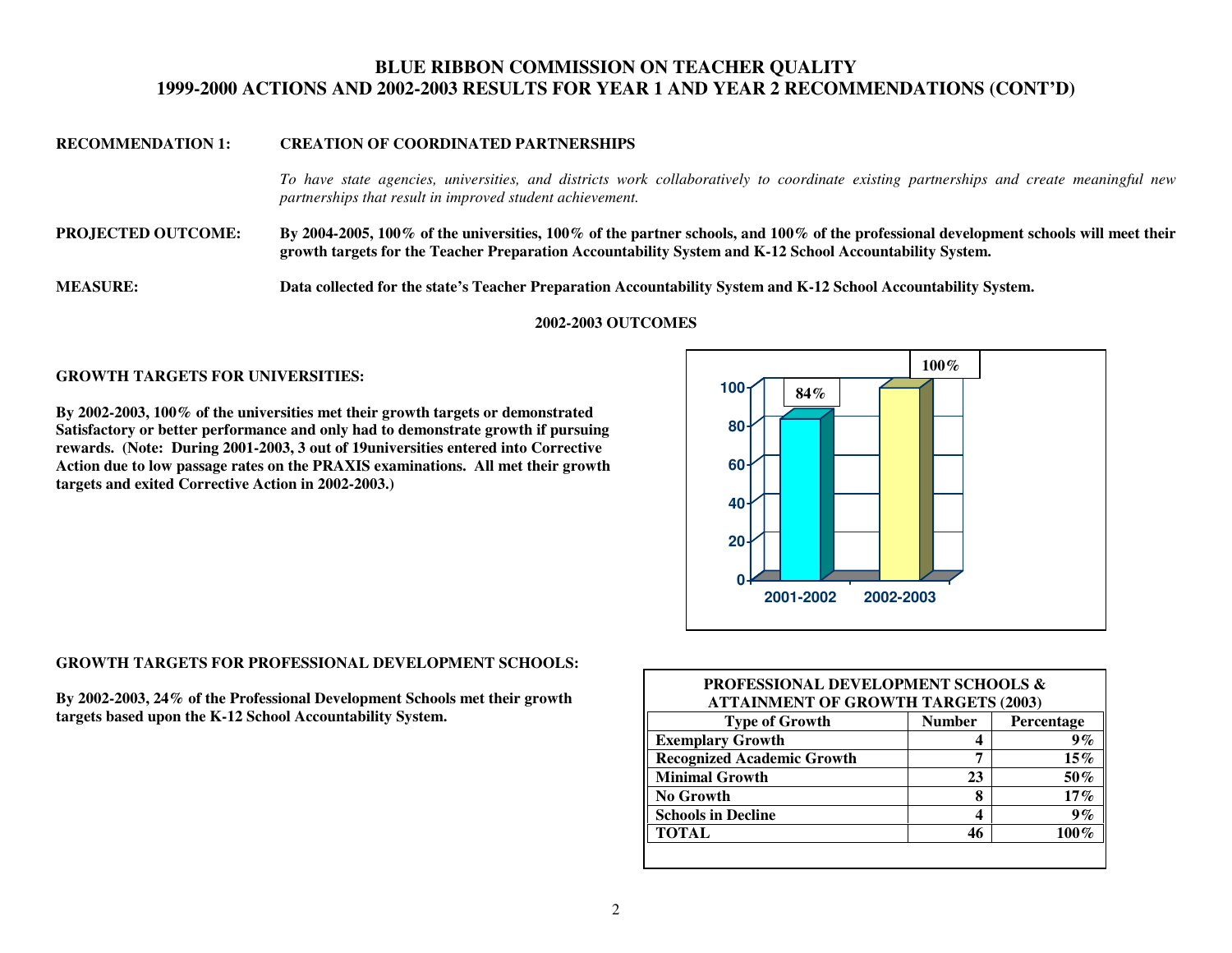# BLUE RIBBON COMMISSION ON TEACHER QUALITY
## 1999-2000 ACTIONS AND 2002-2003 RESULTS FOR YEAR 1 AND YEAR 2 RECOMMENDATIONS (CONT'D)

**RECOMMENDATION 1:** **CREATION OF COORDINATED PARTNERSHIPS**

*To have state agencies, universities, and districts work collaboratively to coordinate existing partnerships and create meaningful new partnerships that result in improved student achievement.*

**PROJECTED OUTCOME:** **By 2004-2005, 100% of the universities, 100% of the partner schools, and 100% of the professional development schools will meet their growth targets for the Teacher Preparation Accountability System and K-12 School Accountability System.**

**MEASURE:** **Data collected for the state's Teacher Preparation Accountability System and K-12 School Accountability System.**

**2002-2003 OUTCOMES**

**GROWTH TARGETS FOR UNIVERSITIES:**

**By 2002-2003, 100% of the universities met their growth targets or demonstrated Satisfactory or better performance and only had to demonstrate growth if pursuing rewards. (Note: During 2001-2003, 3 out of 19universities entered into Corrective Action due to low passage rates on the PRAXIS examinations. All met their growth targets and exited Corrective Action in 2002-2003.)**

| Year | Percentage |
|---|---|
| 2001-2002 | 84% |
| 2002-2003 | 100% |

**GROWTH TARGETS FOR PROFESSIONAL DEVELOPMENT SCHOOLS:**

**By 2002-2003, 24% of the Professional Development Schools met their growth targets based upon the K-12 School Accountability System.**

**PROFESSIONAL DEVELOPMENT SCHOOLS & ATTAINMENT OF GROWTH TARGETS (2003)**

| Type of Growth | Number | Percentage |
|---|---|---|
| Exemplary Growth | 4 | 9% |
| Recognized Academic Growth | 7 | 15% |
| Minimal Growth | 23 | 50% |
| No Growth | 8 | 17% |
| Schools in Decline | 4 | 9% |
| TOTAL | 46 | 100% |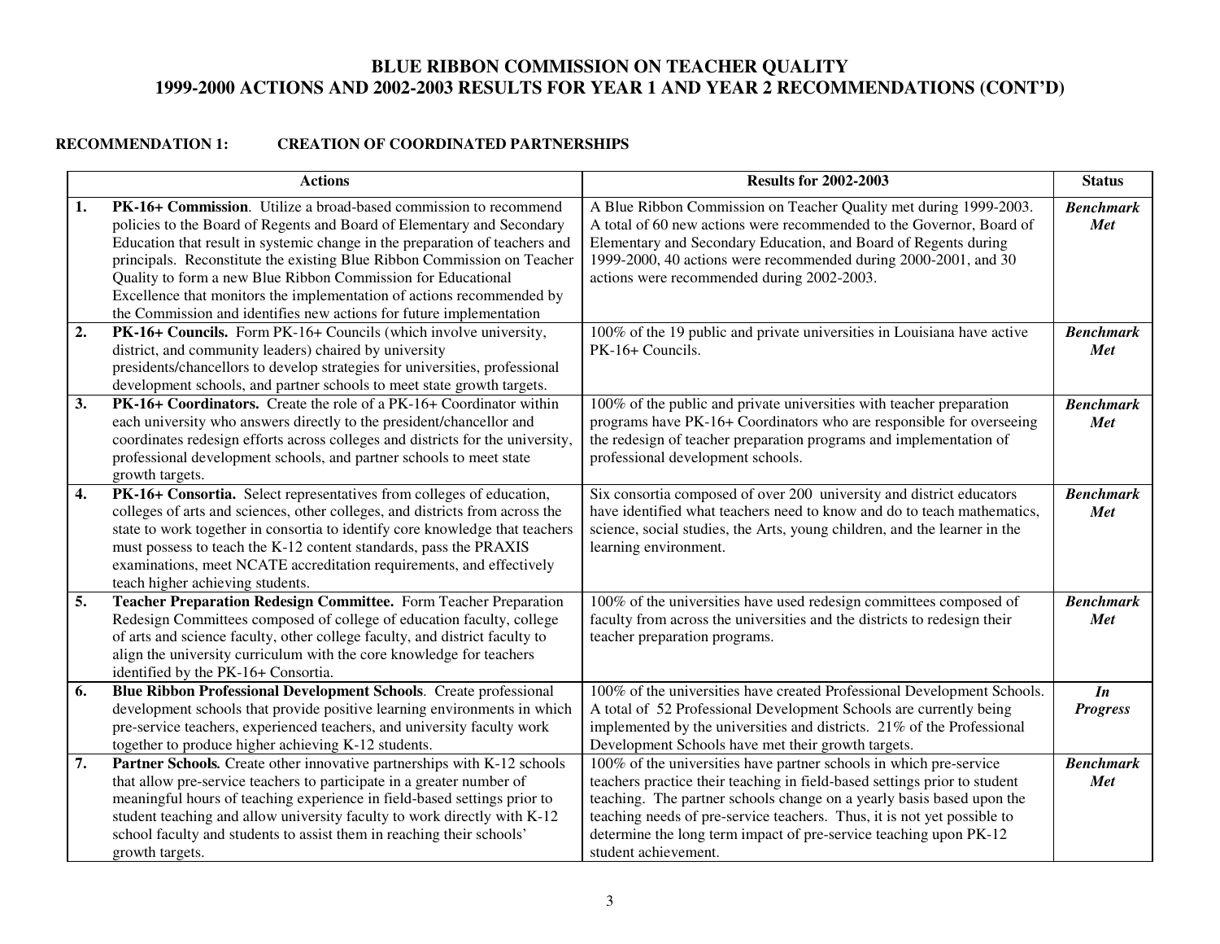# BLUE RIBBON COMMISSION ON TEACHER QUALITY
## 1999-2000 ACTIONS AND 2002-2003 RESULTS FOR YEAR 1 AND YEAR 2 RECOMMENDATIONS (CONT'D)

### RECOMMENDATION 1: CREATION OF COORDINATED PARTNERSHIPS

| | Actions | Results for 2002-2003 | Status |
|---|---|---|---|
| 1. | **PK-16+ Commission**. Utilize a broad-based commission to recommend policies to the Board of Regents and Board of Elementary and Secondary Education that result in systemic change in the preparation of teachers and principals. Reconstitute the existing Blue Ribbon Commission on Teacher Quality to form a new Blue Ribbon Commission for Educational Excellence that monitors the implementation of actions recommended by the Commission and identifies new actions for future implementation | A Blue Ribbon Commission on Teacher Quality met during 1999-2003. A total of 60 new actions were recommended to the Governor, Board of Elementary and Secondary Education, and Board of Regents during 1999-2000, 40 actions were recommended during 2000-2001, and 30 actions were recommended during 2002-2003. | ***Benchmark Met*** |
| 2. | **PK-16+ Councils.** Form PK-16+ Councils (which involve university, district, and community leaders) chaired by university presidents/chancellors to develop strategies for universities, professional development schools, and partner schools to meet state growth targets. | 100% of the 19 public and private universities in Louisiana have active PK-16+ Councils. | ***Benchmark Met*** |
| 3. | **PK-16+ Coordinators.** Create the role of a PK-16+ Coordinator within each university who answers directly to the president/chancellor and coordinates redesign efforts across colleges and districts for the university, professional development schools, and partner schools to meet state growth targets. | 100% of the public and private universities with teacher preparation programs have PK-16+ Coordinators who are responsible for overseeing the redesign of teacher preparation programs and implementation of professional development schools. | ***Benchmark Met*** |
| 4. | **PK-16+ Consortia.** Select representatives from colleges of education, colleges of arts and sciences, other colleges, and districts from across the state to work together in consortia to identify core knowledge that teachers must possess to teach the K-12 content standards, pass the PRAXIS examinations, meet NCATE accreditation requirements, and effectively teach higher achieving students. | Six consortia composed of over 200 university and district educators have identified what teachers need to know and do to teach mathematics, science, social studies, the Arts, young children, and the learner in the learning environment. | ***Benchmark Met*** |
| 5. | **Teacher Preparation Redesign Committee.** Form Teacher Preparation Redesign Committees composed of college of education faculty, college of arts and science faculty, other college faculty, and district faculty to align the university curriculum with the core knowledge for teachers identified by the PK-16+ Consortia. | 100% of the universities have used redesign committees composed of faculty from across the universities and the districts to redesign their teacher preparation programs. | ***Benchmark Met*** |
| 6. | **Blue Ribbon Professional Development Schools**. Create professional development schools that provide positive learning environments in which pre-service teachers, experienced teachers, and university faculty work together to produce higher achieving K-12 students. | 100% of the universities have created Professional Development Schools. A total of 52 Professional Development Schools are currently being implemented by the universities and districts. 21% of the Professional Development Schools have met their growth targets. | ***In Progress*** |
| 7. | **Partner Schools.** Create other innovative partnerships with K-12 schools that allow pre-service teachers to participate in a greater number of meaningful hours of teaching experience in field-based settings prior to student teaching and allow university faculty to work directly with K-12 school faculty and students to assist them in reaching their schools' growth targets. | 100% of the universities have partner schools in which pre-service teachers practice their teaching in field-based settings prior to student teaching. The partner schools change on a yearly basis based upon the teaching needs of pre-service teachers. Thus, it is not yet possible to determine the long term impact of pre-service teaching upon PK-12 student achievement. | ***Benchmark Met*** |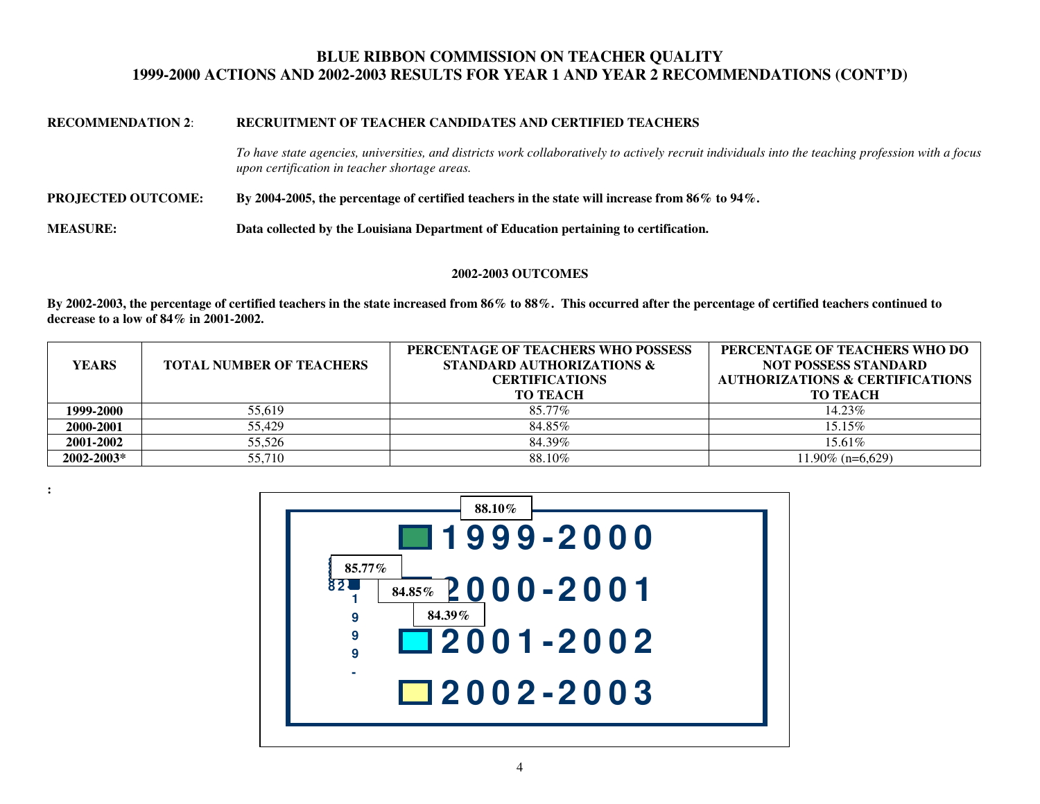## BLUE RIBBON COMMISSION ON TEACHER QUALITY
## 1999-2000 ACTIONS AND 2002-2003 RESULTS FOR YEAR 1 AND YEAR 2 RECOMMENDATIONS (CONT'D)

**RECOMMENDATION 2**: **RECRUITMENT OF TEACHER CANDIDATES AND CERTIFIED TEACHERS**

*To have state agencies, universities, and districts work collaboratively to actively recruit individuals into the teaching profession with a focus upon certification in teacher shortage areas.*

**PROJECTED OUTCOME:** **By 2004-2005, the percentage of certified teachers in the state will increase from 86% to 94%.**

**MEASURE:** **Data collected by the Louisiana Department of Education pertaining to certification.**

### 2002-2003 OUTCOMES

**By 2002-2003, the percentage of certified teachers in the state increased from 86% to 88%. This occurred after the percentage of certified teachers continued to decrease to a low of 84% in 2001-2002.**

| YEARS | TOTAL NUMBER OF TEACHERS | PERCENTAGE OF TEACHERS WHO POSSESS STANDARD AUTHORIZATIONS & CERTIFICATIONS TO TEACH | PERCENTAGE OF TEACHERS WHO DO NOT POSSESS STANDARD AUTHORIZATIONS & CERTIFICATIONS TO TEACH |
|---|---|---|---|
| **1999-2000** | 55,619 | 85.77% | 14.23% |
| **2000-2001** | 55,429 | 84.85% | 15.15% |
| **2001-2002** | 55,526 | 84.39% | 15.61% |
| **2002-2003*** | 55,710 | 88.10% | 11.90% (n=6,629) |

**:**

88.10%

1999-2000

85.77%

2000-2001

84.85%

84.39%

2001-2002

2002-2003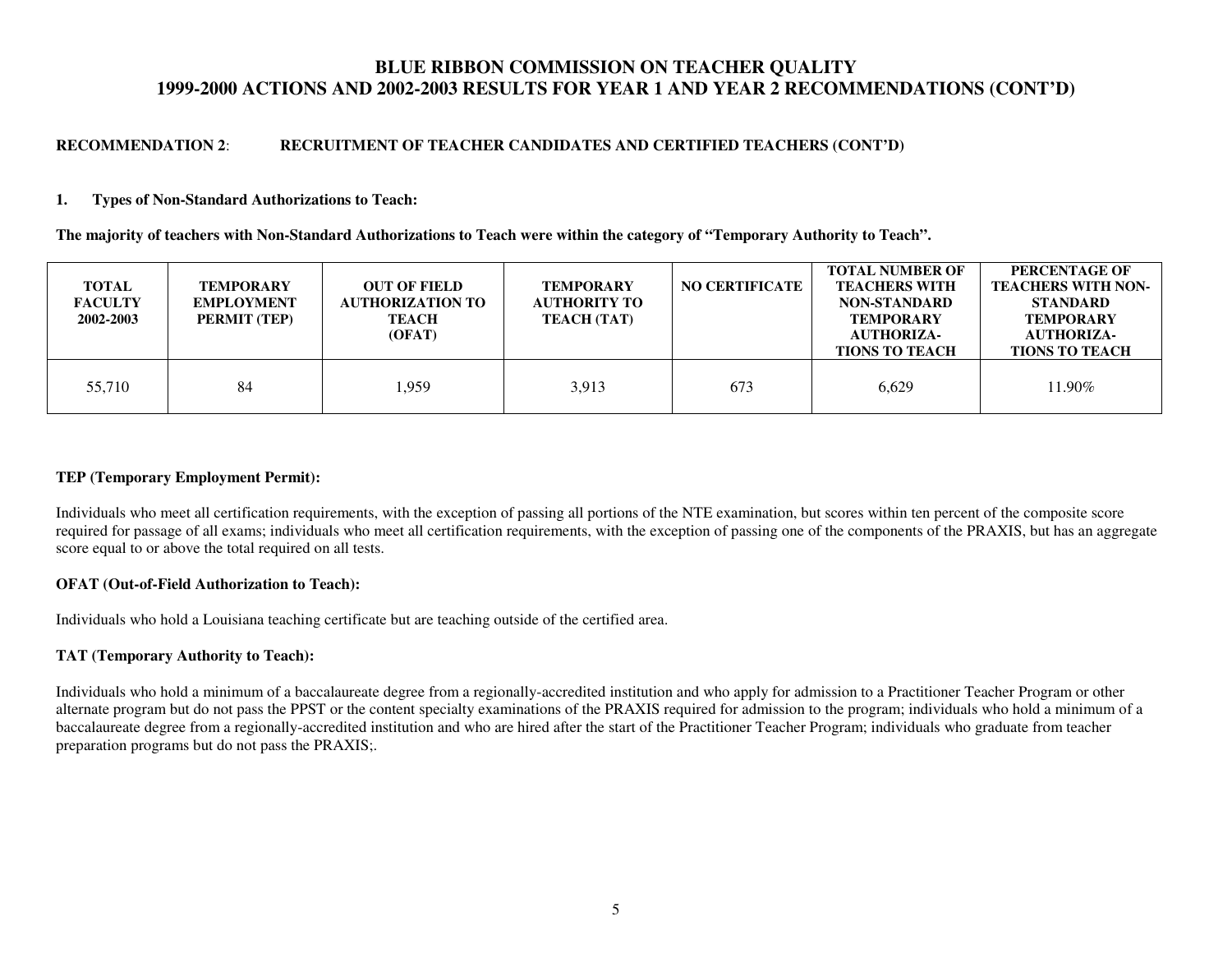# BLUE RIBBON COMMISSION ON TEACHER QUALITY
# 1999-2000 ACTIONS AND 2002-2003 RESULTS FOR YEAR 1 AND YEAR 2 RECOMMENDATIONS (CONT'D)

**RECOMMENDATION 2**: **RECRUITMENT OF TEACHER CANDIDATES AND CERTIFIED TEACHERS (CONT'D)**

**1. Types of Non-Standard Authorizations to Teach:**

**The majority of teachers with Non-Standard Authorizations to Teach were within the category of "Temporary Authority to Teach".**

| TOTAL FACULTY 2002-2003 | TEMPORARY EMPLOYMENT PERMIT (TEP) | OUT OF FIELD AUTHORIZATION TO TEACH (OFAT) | TEMPORARY AUTHORITY TO TEACH (TAT) | NO CERTIFICATE | TOTAL NUMBER OF TEACHERS WITH NON-STANDARD TEMPORARY AUTHORIZA-TIONS TO TEACH | PERCENTAGE OF TEACHERS WITH NON-STANDARD TEMPORARY AUTHORIZA-TIONS TO TEACH |
|---|---|---|---|---|---|---|
| 55,710 | 84 | 1,959 | 3,913 | 673 | 6,629 | 11.90% |

**TEP (Temporary Employment Permit):**

Individuals who meet all certification requirements, with the exception of passing all portions of the NTE examination, but scores within ten percent of the composite score required for passage of all exams; individuals who meet all certification requirements, with the exception of passing one of the components of the PRAXIS, but has an aggregate score equal to or above the total required on all tests.

**OFAT (Out-of-Field Authorization to Teach):**

Individuals who hold a Louisiana teaching certificate but are teaching outside of the certified area.

**TAT (Temporary Authority to Teach):**

Individuals who hold a minimum of a baccalaureate degree from a regionally-accredited institution and who apply for admission to a Practitioner Teacher Program or other alternate program but do not pass the PPST or the content specialty examinations of the PRAXIS required for admission to the program; individuals who hold a minimum of a baccalaureate degree from a regionally-accredited institution and who are hired after the start of the Practitioner Teacher Program; individuals who graduate from teacher preparation programs but do not pass the PRAXIS;.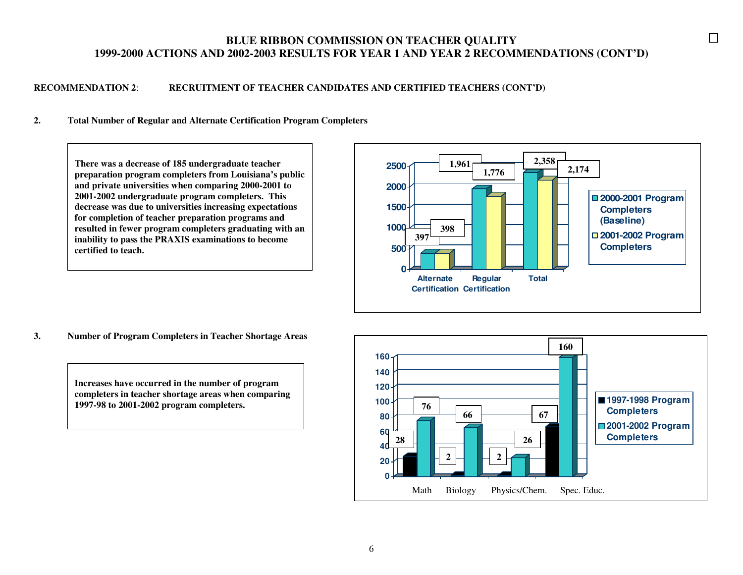# BLUE RIBBON COMMISSION ON TEACHER QUALITY
## 1999-2000 ACTIONS AND 2002-2003 RESULTS FOR YEAR 1 AND YEAR 2 RECOMMENDATIONS (CONT'D)

**RECOMMENDATION 2**: **RECRUITMENT OF TEACHER CANDIDATES AND CERTIFIED TEACHERS (CONT'D)**

**2. Total Number of Regular and Alternate Certification Program Completers**

**There was a decrease of 185 undergraduate teacher preparation program completers from Louisiana's public and private universities when comparing 2000-2001 to 2001-2002 undergraduate program completers. This decrease was due to universities increasing expectations for completion of teacher preparation programs and resulted in fewer program completers graduating with an inability to pass the PRAXIS examinations to become certified to teach.**

| | 2000-2001 Program Completers (Baseline) | 2001-2002 Program Completers |
|---|---|---|
| Alternate Certification | 397 | 398 |
| Regular Certification | 1,961 | 1,776 |
| Total | 2,358 | 2,174 |

**3. Number of Program Completers in Teacher Shortage Areas**

**Increases have occurred in the number of program completers in teacher shortage areas when comparing 1997-98 to 2001-2002 program completers.**

| | 1997-1998 Program Completers | 2001-2002 Program Completers |
|---|---|---|
| Math | 28 | 76 |
| Biology | 2 | 66 |
| Physics/Chem. | 2 | 26 |
| Spec. Educ. | 67 | 160 |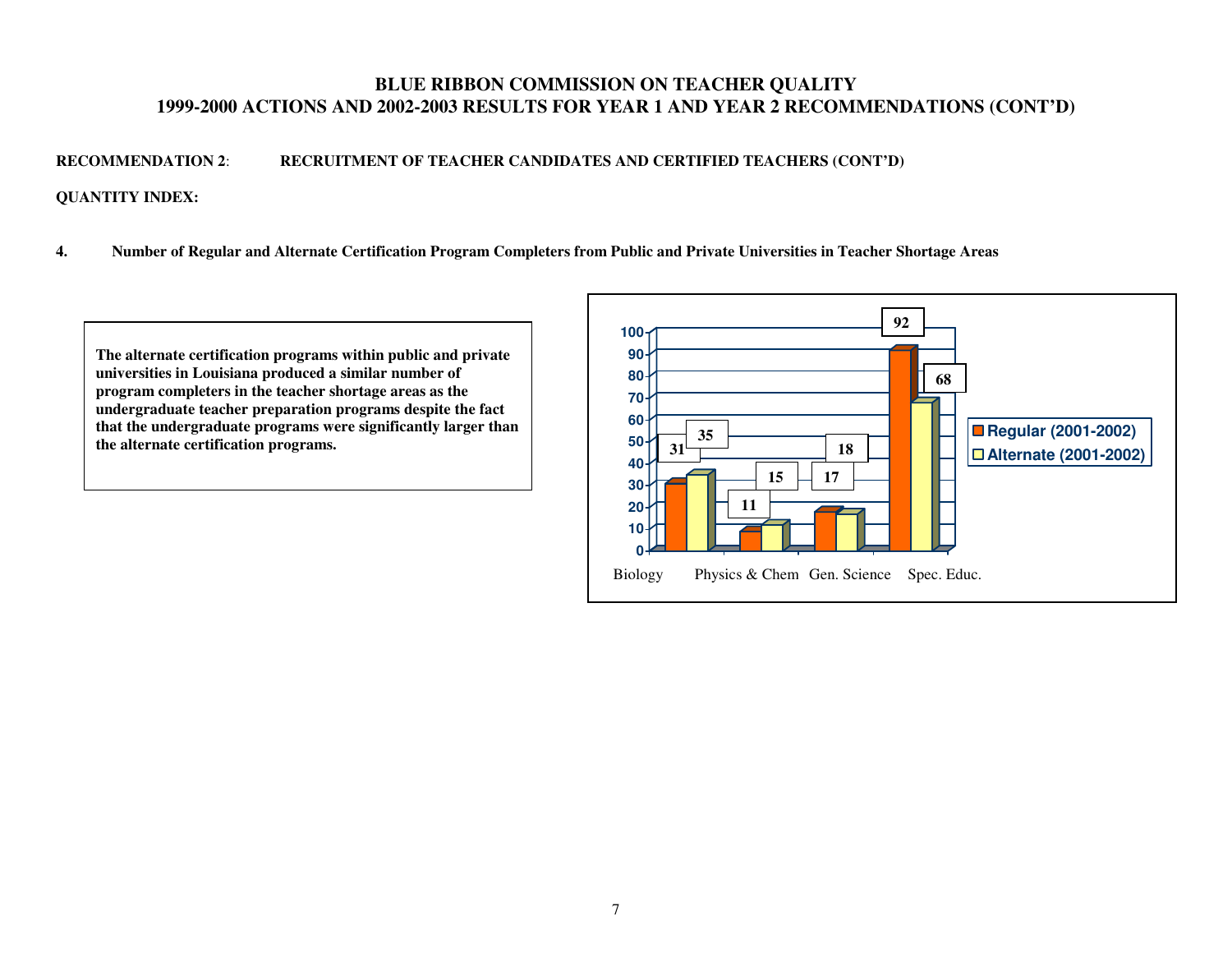# BLUE RIBBON COMMISSION ON TEACHER QUALITY
## 1999-2000 ACTIONS AND 2002-2003 RESULTS FOR YEAR 1 AND YEAR 2 RECOMMENDATIONS (CONT'D)

**RECOMMENDATION 2**: **RECRUITMENT OF TEACHER CANDIDATES AND CERTIFIED TEACHERS (CONT'D)**

**QUANTITY INDEX:**

**4. Number of Regular and Alternate Certification Program Completers from Public and Private Universities in Teacher Shortage Areas**

**The alternate certification programs within public and private universities in Louisiana produced a similar number of program completers in the teacher shortage areas as the undergraduate teacher preparation programs despite the fact that the undergraduate programs were significantly larger than the alternate certification programs.**

| | Regular (2001-2002) | Alternate (2001-2002) |
|---|---|---|
| Biology | 31 | 35 |
| Physics & Chem | 11 | 15 |
| Gen. Science | 17 | 18 |
| Spec. Educ. | 92 | 68 |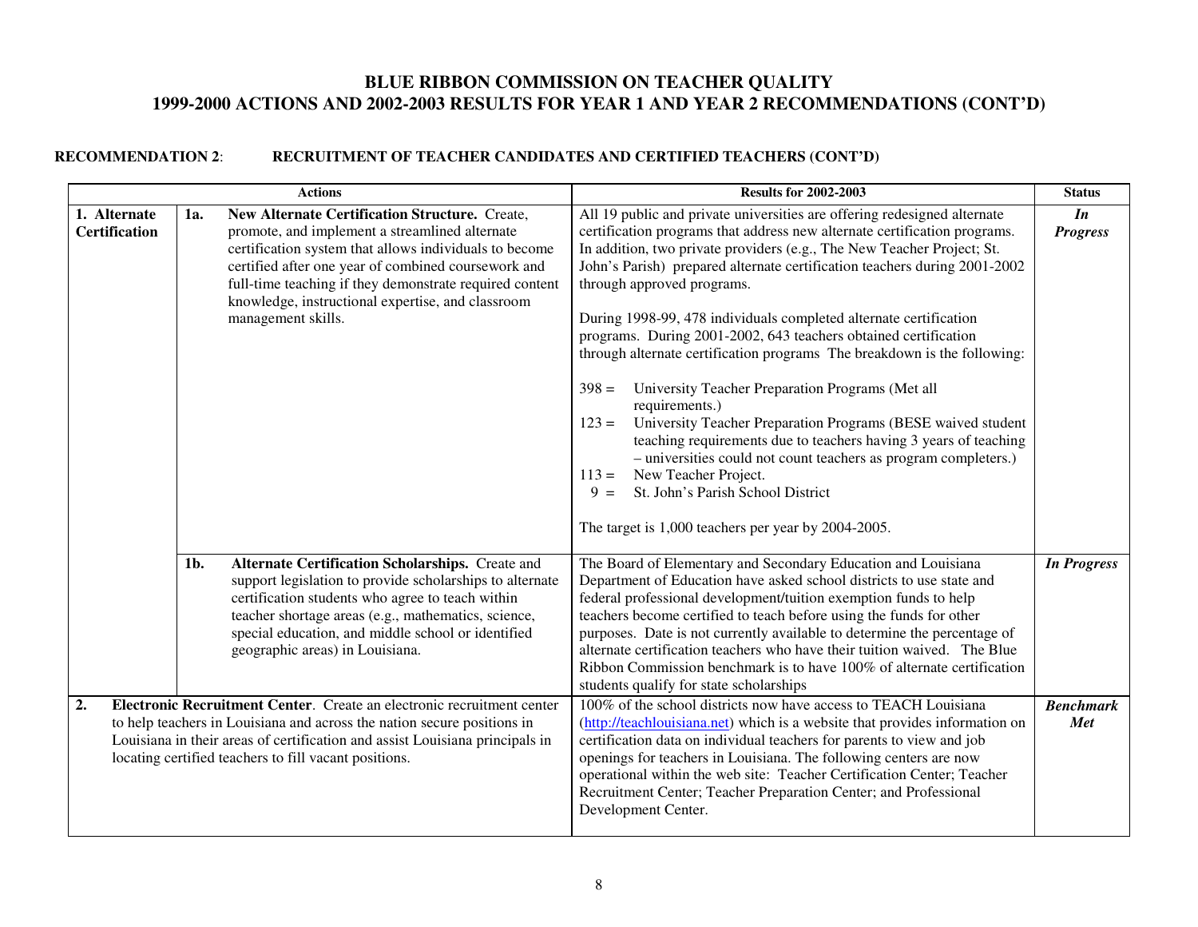# BLUE RIBBON COMMISSION ON TEACHER QUALITY
# 1999-2000 ACTIONS AND 2002-2003 RESULTS FOR YEAR 1 AND YEAR 2 RECOMMENDATIONS (CONT'D)

**RECOMMENDATION 2**: **RECRUITMENT OF TEACHER CANDIDATES AND CERTIFIED TEACHERS (CONT'D)**

| Actions | | Results for 2002-2003 | Status |
|---|---|---|---|
| **1. Alternate Certification** | **1a.** **New Alternate Certification Structure.** Create, promote, and implement a streamlined alternate certification system that allows individuals to become certified after one year of combined coursework and full-time teaching if they demonstrate required content knowledge, instructional expertise, and classroom management skills. | All 19 public and private universities are offering redesigned alternate certification programs that address new alternate certification programs. In addition, two private providers (e.g., The New Teacher Project; St. John's Parish) prepared alternate certification teachers during 2001-2002 through approved programs.<br><br>During 1998-99, 478 individuals completed alternate certification programs. During 2001-2002, 643 teachers obtained certification through alternate certification programs The breakdown is the following:<br><br>398 = University Teacher Preparation Programs (Met all requirements.)<br>123 = University Teacher Preparation Programs (BESE waived student teaching requirements due to teachers having 3 years of teaching – universities could not count teachers as program completers.)<br>113 = New Teacher Project.<br>9 = St. John's Parish School District<br><br>The target is 1,000 teachers per year by 2004-2005. | ***In Progress*** |
| | **1b.** **Alternate Certification Scholarships.** Create and support legislation to provide scholarships to alternate certification students who agree to teach within teacher shortage areas (e.g., mathematics, science, special education, and middle school or identified geographic areas) in Louisiana. | The Board of Elementary and Secondary Education and Louisiana Department of Education have asked school districts to use state and federal professional development/tuition exemption funds to help teachers become certified to teach before using the funds for other purposes. Date is not currently available to determine the percentage of alternate certification teachers who have their tuition waived. The Blue Ribbon Commission benchmark is to have 100% of alternate certification students qualify for state scholarships | ***In Progress*** |
| **2.** **Electronic Recruitment Center**. Create an electronic recruitment center to help teachers in Louisiana and across the nation secure positions in Louisiana in their areas of certification and assist Louisiana principals in locating certified teachers to fill vacant positions. | | 100% of the school districts now have access to TEACH Louisiana (http://teachlouisiana.net) which is a website that provides information on certification data on individual teachers for parents to view and job openings for teachers in Louisiana. The following centers are now operational within the web site: Teacher Certification Center; Teacher Recruitment Center; Teacher Preparation Center; and Professional Development Center. | ***Benchmark Met*** |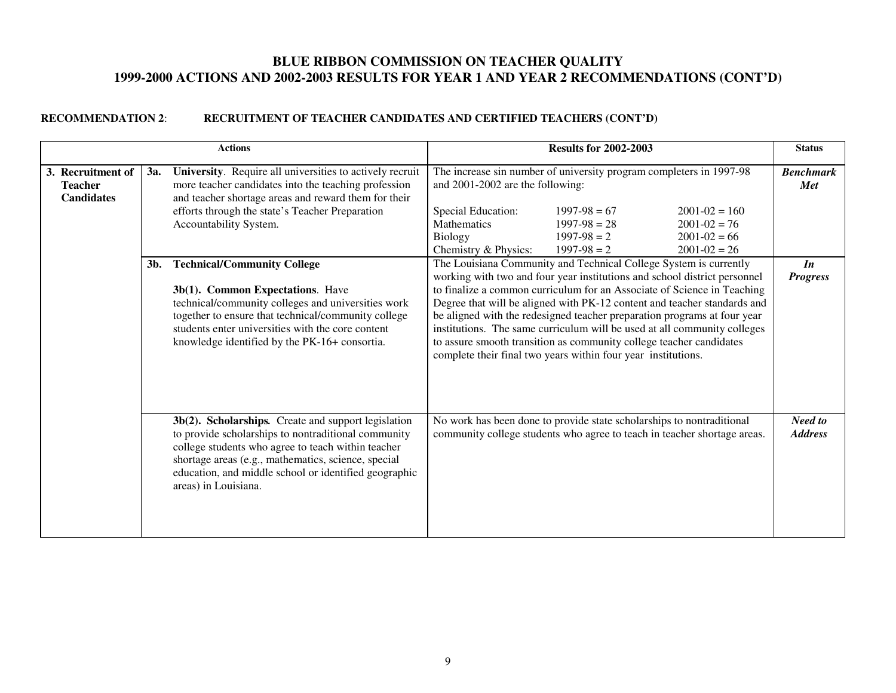## BLUE RIBBON COMMISSION ON TEACHER QUALITY
## 1999-2000 ACTIONS AND 2002-2003 RESULTS FOR YEAR 1 AND YEAR 2 RECOMMENDATIONS (CONT'D)

**RECOMMENDATION 2**: **RECRUITMENT OF TEACHER CANDIDATES AND CERTIFIED TEACHERS (CONT'D)**

| Actions | | Results for 2002-2003 | Status |
|---|---|---|---|
| **3. Recruitment of Teacher Candidates** | **3a. University**. Require all universities to actively recruit more teacher candidates into the teaching profession and teacher shortage areas and reward them for their efforts through the state's Teacher Preparation Accountability System. | The increase sin number of university program completers in 1997-98 and 2001-2002 are the following:<br><br>Special Education: 1997-98 = 67 2001-02 = 160<br>Mathematics 1997-98 = 28 2001-02 = 76<br>Biology 1997-98 = 2 2001-02 = 66<br>Chemistry & Physics: 1997-98 = 2 2001-02 = 26 | ***Benchmark Met*** |
| | **3b. Technical/Community College**<br><br>**3b(1). Common Expectations**. Have technical/community colleges and universities work together to ensure that technical/community college students enter universities with the core content knowledge identified by the PK-16+ consortia. | The Louisiana Community and Technical College System is currently working with two and four year institutions and school district personnel to finalize a common curriculum for an Associate of Science in Teaching Degree that will be aligned with PK-12 content and teacher standards and be aligned with the redesigned teacher preparation programs at four year institutions. The same curriculum will be used at all community colleges to assure smooth transition as community college teacher candidates complete their final two years within four year institutions. | ***In Progress*** |
| | **3b(2). Scholarships.** Create and support legislation to provide scholarships to nontraditional community college students who agree to teach within teacher shortage areas (e.g., mathematics, science, special education, and middle school or identified geographic areas) in Louisiana. | No work has been done to provide state scholarships to nontraditional community college students who agree to teach in teacher shortage areas. | ***Need to Address*** |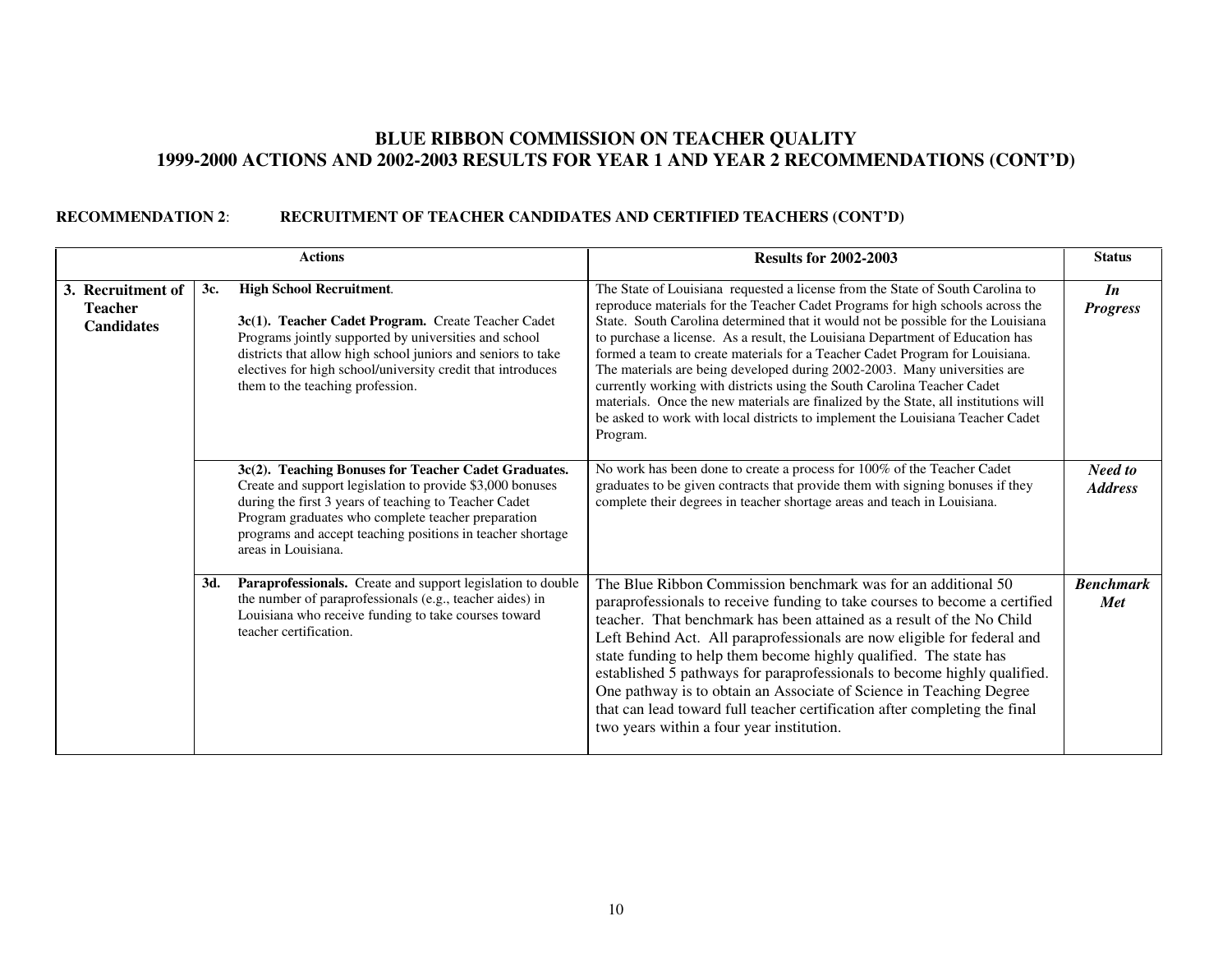# BLUE RIBBON COMMISSION ON TEACHER QUALITY
## 1999-2000 ACTIONS AND 2002-2003 RESULTS FOR YEAR 1 AND YEAR 2 RECOMMENDATIONS (CONT'D)

**RECOMMENDATION 2**: **RECRUITMENT OF TEACHER CANDIDATES AND CERTIFIED TEACHERS (CONT'D)**

| Actions | | Results for 2002-2003 | Status |
|---|---|---|---|
| **3. Recruitment of Teacher Candidates** | **3c. High School Recruitment**.<br><br>**3c(1). Teacher Cadet Program.** Create Teacher Cadet Programs jointly supported by universities and school districts that allow high school juniors and seniors to take electives for high school/university credit that introduces them to the teaching profession. | The State of Louisiana requested a license from the State of South Carolina to reproduce materials for the Teacher Cadet Programs for high schools across the State. South Carolina determined that it would not be possible for the Louisiana to purchase a license. As a result, the Louisiana Department of Education has formed a team to create materials for a Teacher Cadet Program for Louisiana. The materials are being developed during 2002-2003. Many universities are currently working with districts using the South Carolina Teacher Cadet materials. Once the new materials are finalized by the State, all institutions will be asked to work with local districts to implement the Louisiana Teacher Cadet Program. | ***In Progress*** |
| | **3c(2). Teaching Bonuses for Teacher Cadet Graduates.** Create and support legislation to provide $3,000 bonuses during the first 3 years of teaching to Teacher Cadet Program graduates who complete teacher preparation programs and accept teaching positions in teacher shortage areas in Louisiana. | No work has been done to create a process for 100% of the Teacher Cadet graduates to be given contracts that provide them with signing bonuses if they complete their degrees in teacher shortage areas and teach in Louisiana. | ***Need to Address*** |
| | **3d. Paraprofessionals.** Create and support legislation to double the number of paraprofessionals (e.g., teacher aides) in Louisiana who receive funding to take courses toward teacher certification. | The Blue Ribbon Commission benchmark was for an additional 50 paraprofessionals to receive funding to take courses to become a certified teacher. That benchmark has been attained as a result of the No Child Left Behind Act. All paraprofessionals are now eligible for federal and state funding to help them become highly qualified. The state has established 5 pathways for paraprofessionals to become highly qualified. One pathway is to obtain an Associate of Science in Teaching Degree that can lead toward full teacher certification after completing the final two years within a four year institution. | ***Benchmark Met*** |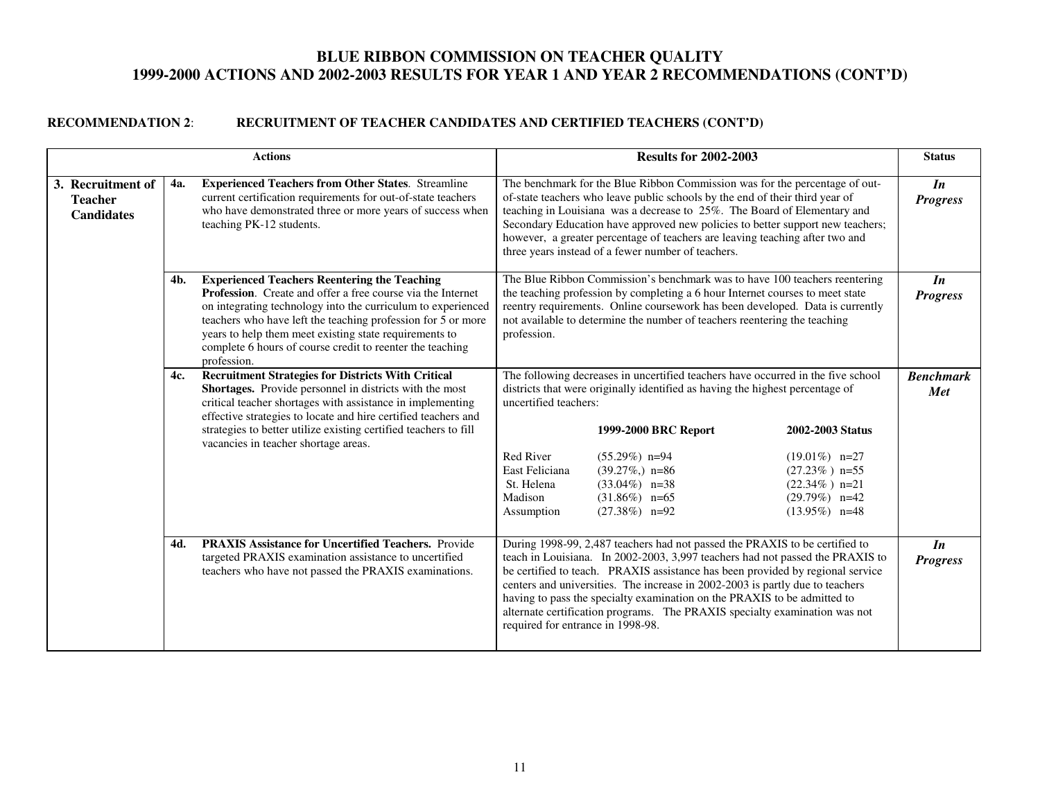# BLUE RIBBON COMMISSION ON TEACHER QUALITY
## 1999-2000 ACTIONS AND 2002-2003 RESULTS FOR YEAR 1 AND YEAR 2 RECOMMENDATIONS (CONT'D)

**RECOMMENDATION 2**: **RECRUITMENT OF TEACHER CANDIDATES AND CERTIFIED TEACHERS (CONT'D)**

| Actions | | Results for 2002-2003 | Status |
|---|---|---|---|
| **3. Recruitment of Teacher Candidates** | **4a.** **Experienced Teachers from Other States**. Streamline current certification requirements for out-of-state teachers who have demonstrated three or more years of success when teaching PK-12 students. | The benchmark for the Blue Ribbon Commission was for the percentage of out-of-state teachers who leave public schools by the end of their third year of teaching in Louisiana was a decrease to 25%. The Board of Elementary and Secondary Education have approved new policies to better support new teachers; however, a greater percentage of teachers are leaving teaching after two and three years instead of a fewer number of teachers. | ***In Progress*** |
| | **4b.** **Experienced Teachers Reentering the Teaching Profession**. Create and offer a free course via the Internet on integrating technology into the curriculum to experienced teachers who have left the teaching profession for 5 or more years to help them meet existing state requirements to complete 6 hours of course credit to reenter the teaching profession. | The Blue Ribbon Commission's benchmark was to have 100 teachers reentering the teaching profession by completing a 6 hour Internet courses to meet state reentry requirements. Online coursework has been developed. Data is currently not available to determine the number of teachers reentering the teaching profession. | ***In Progress*** |
| | **4c.** **Recruitment Strategies for Districts With Critical Shortages.** Provide personnel in districts with the most critical teacher shortages with assistance in implementing effective strategies to locate and hire certified teachers and strategies to better utilize existing certified teachers to fill vacancies in teacher shortage areas. | The following decreases in uncertified teachers have occurred in the five school districts that were originally identified as having the highest percentage of uncertified teachers:<br><br>**1999-2000 BRC Report** / **2002-2003 Status**<br>Red River: (55.29%) n=94 / (19.01%) n=27<br>East Feliciana: (39.27%,) n=86 / (27.23% ) n=55<br>St. Helena: (33.04%) n=38 / (22.34% ) n=21<br>Madison: (31.86%) n=65 / (29.79%) n=42<br>Assumption: (27.38%) n=92 / (13.95%) n=48 | ***Benchmark Met*** |
| | **4d.** **PRAXIS Assistance for Uncertified Teachers.** Provide targeted PRAXIS examination assistance to uncertified teachers who have not passed the PRAXIS examinations. | During 1998-99, 2,487 teachers had not passed the PRAXIS to be certified to teach in Louisiana. In 2002-2003, 3,997 teachers had not passed the PRAXIS to be certified to teach. PRAXIS assistance has been provided by regional service centers and universities. The increase in 2002-2003 is partly due to teachers having to pass the specialty examination on the PRAXIS to be admitted to alternate certification programs. The PRAXIS specialty examination was not required for entrance in 1998-98. | ***In Progress*** |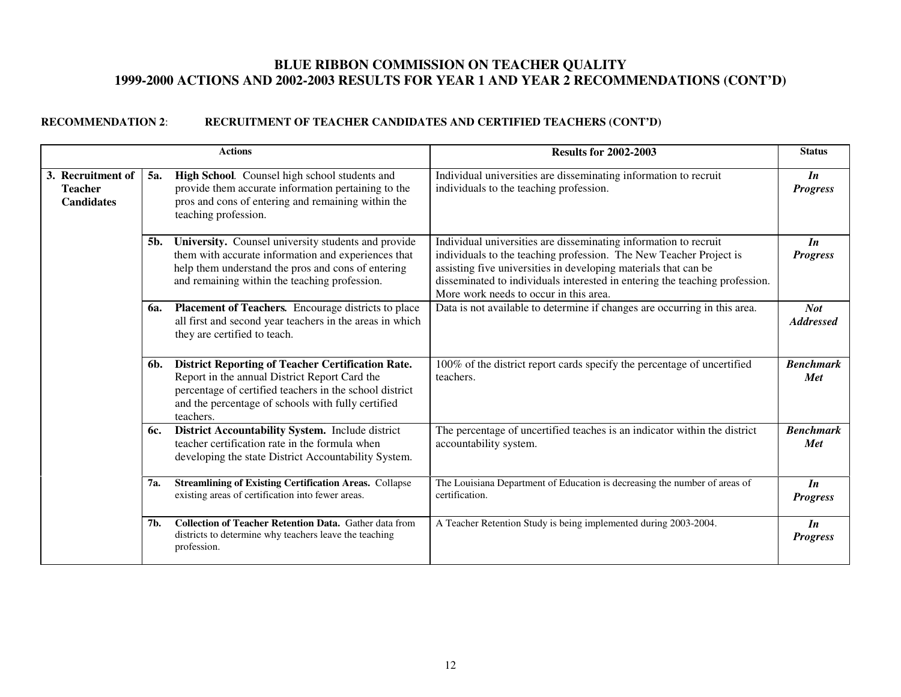## BLUE RIBBON COMMISSION ON TEACHER QUALITY
## 1999-2000 ACTIONS AND 2002-2003 RESULTS FOR YEAR 1 AND YEAR 2 RECOMMENDATIONS (CONT'D)

**RECOMMENDATION 2**: **RECRUITMENT OF TEACHER CANDIDATES AND CERTIFIED TEACHERS (CONT'D)**

| Actions | | Results for 2002-2003 | Status |
|---|---|---|---|
| **3. Recruitment of Teacher Candidates** | **5a. High School**. Counsel high school students and provide them accurate information pertaining to the pros and cons of entering and remaining within the teaching profession. | Individual universities are disseminating information to recruit individuals to the teaching profession. | ***In Progress*** |
| | **5b. University.** Counsel university students and provide them with accurate information and experiences that help them understand the pros and cons of entering and remaining within the teaching profession. | Individual universities are disseminating information to recruit individuals to the teaching profession. The New Teacher Project is assisting five universities in developing materials that can be disseminated to individuals interested in entering the teaching profession. More work needs to occur in this area. | ***In Progress*** |
| | **6a. Placement of Teachers.** Encourage districts to place all first and second year teachers in the areas in which they are certified to teach. | Data is not available to determine if changes are occurring in this area. | ***Not Addressed*** |
| | **6b. District Reporting of Teacher Certification Rate.** Report in the annual District Report Card the percentage of certified teachers in the school district and the percentage of schools with fully certified teachers. | 100% of the district report cards specify the percentage of uncertified teachers. | ***Benchmark Met*** |
| | **6c. District Accountability System.** Include district teacher certification rate in the formula when developing the state District Accountability System. | The percentage of uncertified teaches is an indicator within the district accountability system. | ***Benchmark Met*** |
| | **7a. Streamlining of Existing Certification Areas.** Collapse existing areas of certification into fewer areas. | The Louisiana Department of Education is decreasing the number of areas of certification. | ***In Progress*** |
| | **7b. Collection of Teacher Retention Data.** Gather data from districts to determine why teachers leave the teaching profession. | A Teacher Retention Study is being implemented during 2003-2004. | ***In Progress*** |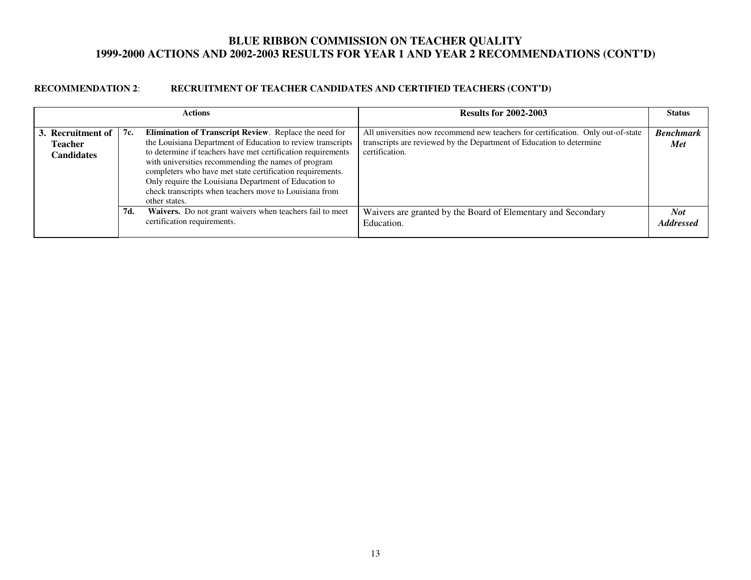# BLUE RIBBON COMMISSION ON TEACHER QUALITY
## 1999-2000 ACTIONS AND 2002-2003 RESULTS FOR YEAR 1 AND YEAR 2 RECOMMENDATIONS (CONT'D)

**RECOMMENDATION 2**: **RECRUITMENT OF TEACHER CANDIDATES AND CERTIFIED TEACHERS (CONT'D)**

| Actions | | Results for 2002-2003 | Status |
|---|---|---|---|
| **3. Recruitment of Teacher Candidates** | **7c.** **Elimination of Transcript Review**. Replace the need for the Louisiana Department of Education to review transcripts to determine if teachers have met certification requirements with universities recommending the names of program completers who have met state certification requirements. Only require the Louisiana Department of Education to check transcripts when teachers move to Louisiana from other states. | All universities now recommend new teachers for certification. Only out-of-state transcripts are reviewed by the Department of Education to determine certification. | ***Benchmark Met*** |
| | **7d.** **Waivers.** Do not grant waivers when teachers fail to meet certification requirements. | Waivers are granted by the Board of Elementary and Secondary Education. | ***Not Addressed*** |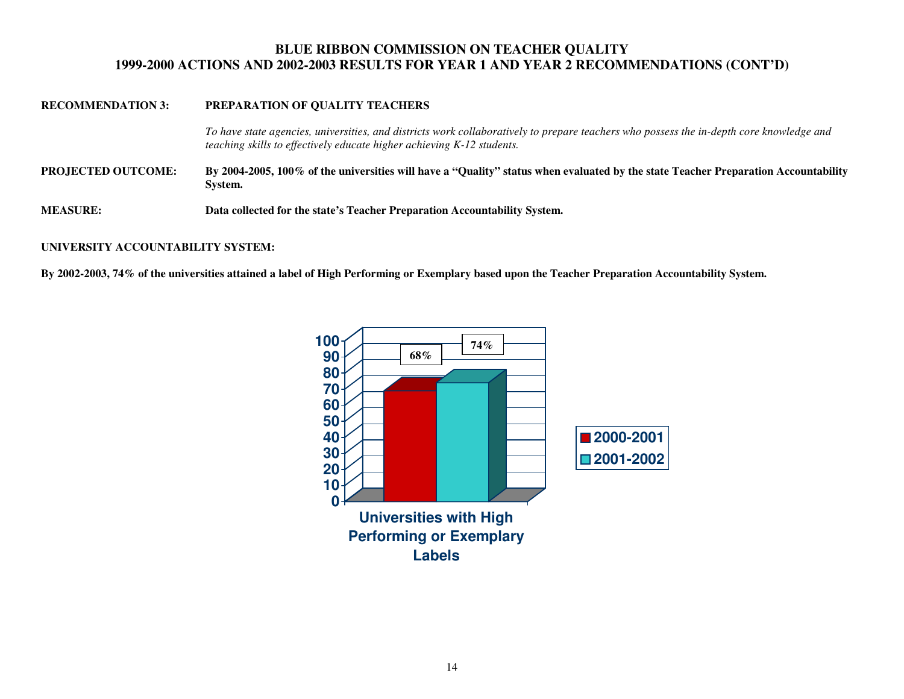# BLUE RIBBON COMMISSION ON TEACHER QUALITY
## 1999-2000 ACTIONS AND 2002-2003 RESULTS FOR YEAR 1 AND YEAR 2 RECOMMENDATIONS (CONT'D)

**RECOMMENDATION 3:** **PREPARATION OF QUALITY TEACHERS**

*To have state agencies, universities, and districts work collaboratively to prepare teachers who possess the in-depth core knowledge and teaching skills to effectively educate higher achieving K-12 students.*

**PROJECTED OUTCOME:** **By 2004-2005, 100% of the universities will have a "Quality" status when evaluated by the state Teacher Preparation Accountability System.**

**MEASURE:** **Data collected for the state's Teacher Preparation Accountability System.**

**UNIVERSITY ACCOUNTABILITY SYSTEM:**

**By 2002-2003, 74% of the universities attained a label of High Performing or Exemplary based upon the Teacher Preparation Accountability System.**

| Universities with High Performing or Exemplary Labels | Percent |
|---|---|
| 2000-2001 | 68% |
| 2001-2002 | 74% |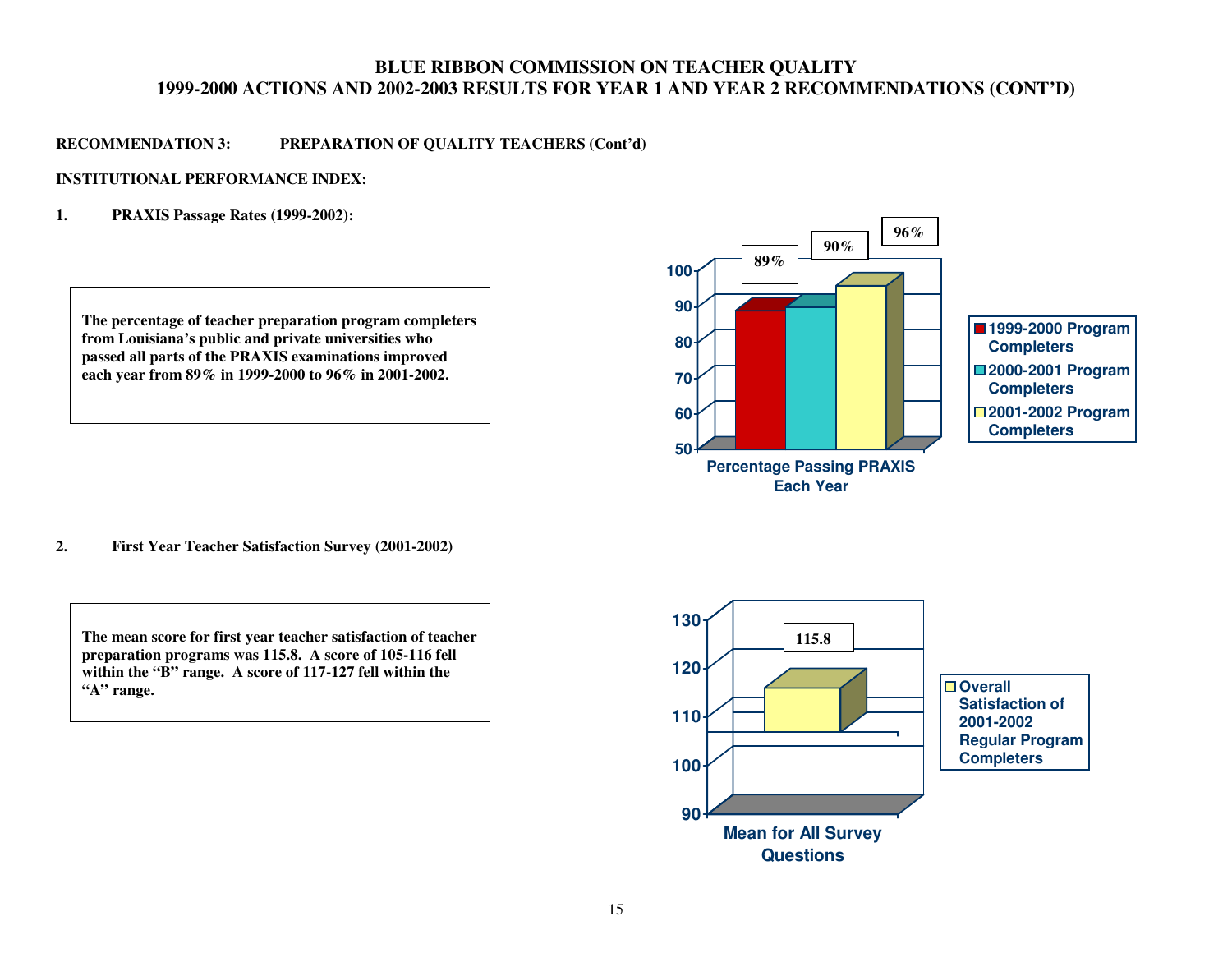# BLUE RIBBON COMMISSION ON TEACHER QUALITY
# 1999-2000 ACTIONS AND 2002-2003 RESULTS FOR YEAR 1 AND YEAR 2 RECOMMENDATIONS (CONT'D)

**RECOMMENDATION 3: PREPARATION OF QUALITY TEACHERS (Cont'd)**

**INSTITUTIONAL PERFORMANCE INDEX:**

**1. PRAXIS Passage Rates (1999-2002):**

**The percentage of teacher preparation program completers from Louisiana's public and private universities who passed all parts of the PRAXIS examinations improved each year from 89% in 1999-2000 to 96% in 2001-2002.**

| Percentage Passing PRAXIS Each Year | |
|---|---|
| 1999-2000 Program Completers | 89% |
| 2000-2001 Program Completers | 90% |
| 2001-2002 Program Completers | 96% |

**2. First Year Teacher Satisfaction Survey (2001-2002)**

**The mean score for first year teacher satisfaction of teacher preparation programs was 115.8. A score of 105-116 fell within the "B" range. A score of 117-127 fell within the "A" range.**

| Mean for All Survey Questions | |
|---|---|
| Overall Satisfaction of 2001-2002 Regular Program Completers | 115.8 |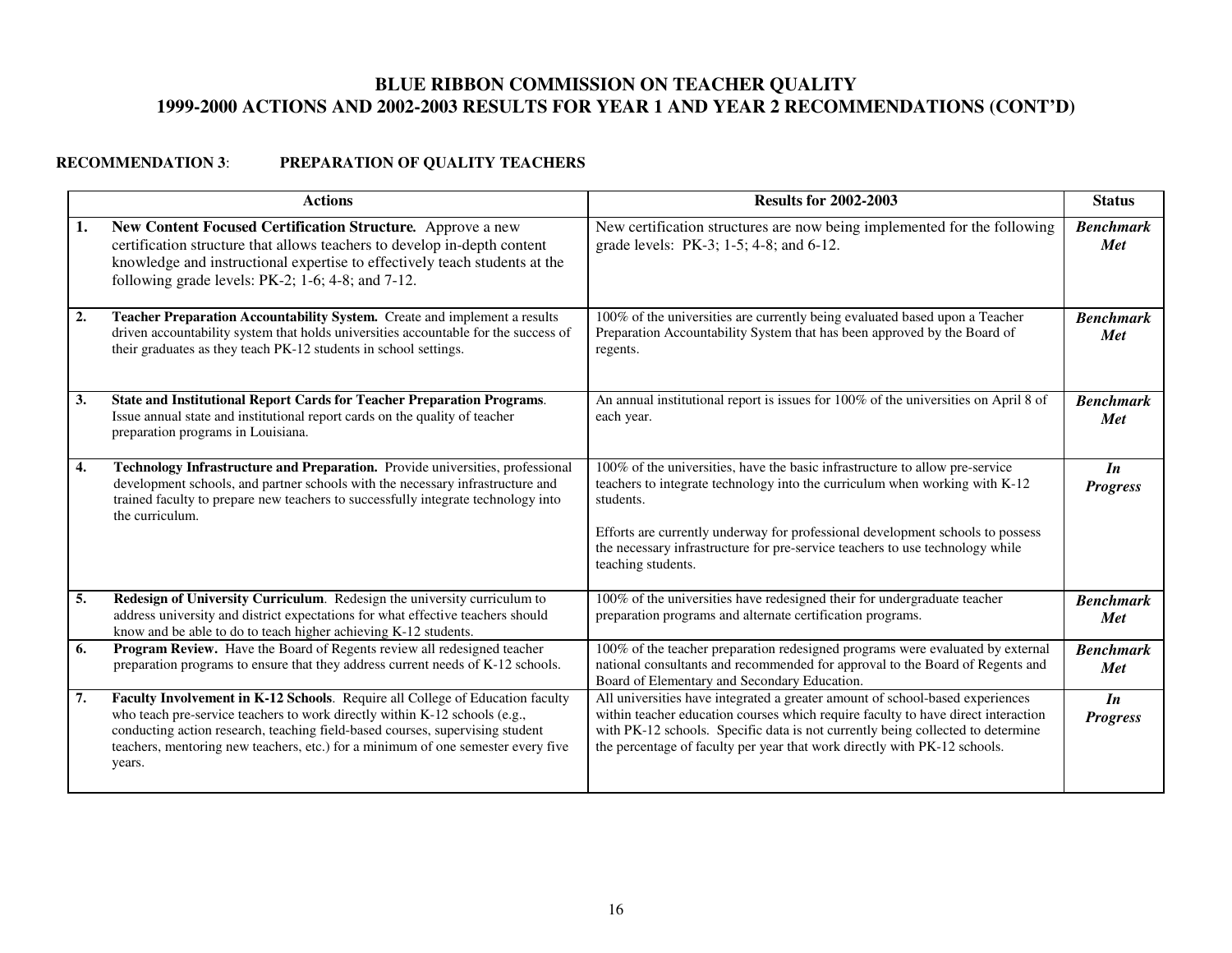## BLUE RIBBON COMMISSION ON TEACHER QUALITY
## 1999-2000 ACTIONS AND 2002-2003 RESULTS FOR YEAR 1 AND YEAR 2 RECOMMENDATIONS (CONT'D)

**RECOMMENDATION 3**: **PREPARATION OF QUALITY TEACHERS**

| Actions | Results for 2002-2003 | Status |
|---|---|---|
| **1. New Content Focused Certification Structure.** Approve a new certification structure that allows teachers to develop in-depth content knowledge and instructional expertise to effectively teach students at the following grade levels: PK-2; 1-6; 4-8; and 7-12. | New certification structures are now being implemented for the following grade levels: PK-3; 1-5; 4-8; and 6-12. | ***Benchmark Met*** |
| **2. Teacher Preparation Accountability System.** Create and implement a results driven accountability system that holds universities accountable for the success of their graduates as they teach PK-12 students in school settings. | 100% of the universities are currently being evaluated based upon a Teacher Preparation Accountability System that has been approved by the Board of regents. | ***Benchmark Met*** |
| **3. State and Institutional Report Cards for Teacher Preparation Programs**. Issue annual state and institutional report cards on the quality of teacher preparation programs in Louisiana. | An annual institutional report is issues for 100% of the universities on April 8 of each year. | ***Benchmark Met*** |
| **4. Technology Infrastructure and Preparation.** Provide universities, professional development schools, and partner schools with the necessary infrastructure and trained faculty to prepare new teachers to successfully integrate technology into the curriculum. | 100% of the universities, have the basic infrastructure to allow pre-service teachers to integrate technology into the curriculum when working with K-12 students.<br><br>Efforts are currently underway for professional development schools to possess the necessary infrastructure for pre-service teachers to use technology while teaching students. | ***In Progress*** |
| **5. Redesign of University Curriculum**. Redesign the university curriculum to address university and district expectations for what effective teachers should know and be able to do to teach higher achieving K-12 students. | 100% of the universities have redesigned their for undergraduate teacher preparation programs and alternate certification programs. | ***Benchmark Met*** |
| **6. Program Review.** Have the Board of Regents review all redesigned teacher preparation programs to ensure that they address current needs of K-12 schools. | 100% of the teacher preparation redesigned programs were evaluated by external national consultants and recommended for approval to the Board of Regents and Board of Elementary and Secondary Education. | ***Benchmark Met*** |
| **7. Faculty Involvement in K-12 Schools**. Require all College of Education faculty who teach pre-service teachers to work directly within K-12 schools (e.g., conducting action research, teaching field-based courses, supervising student teachers, mentoring new teachers, etc.) for a minimum of one semester every five years. | All universities have integrated a greater amount of school-based experiences within teacher education courses which require faculty to have direct interaction with PK-12 schools. Specific data is not currently being collected to determine the percentage of faculty per year that work directly with PK-12 schools. | ***In Progress*** |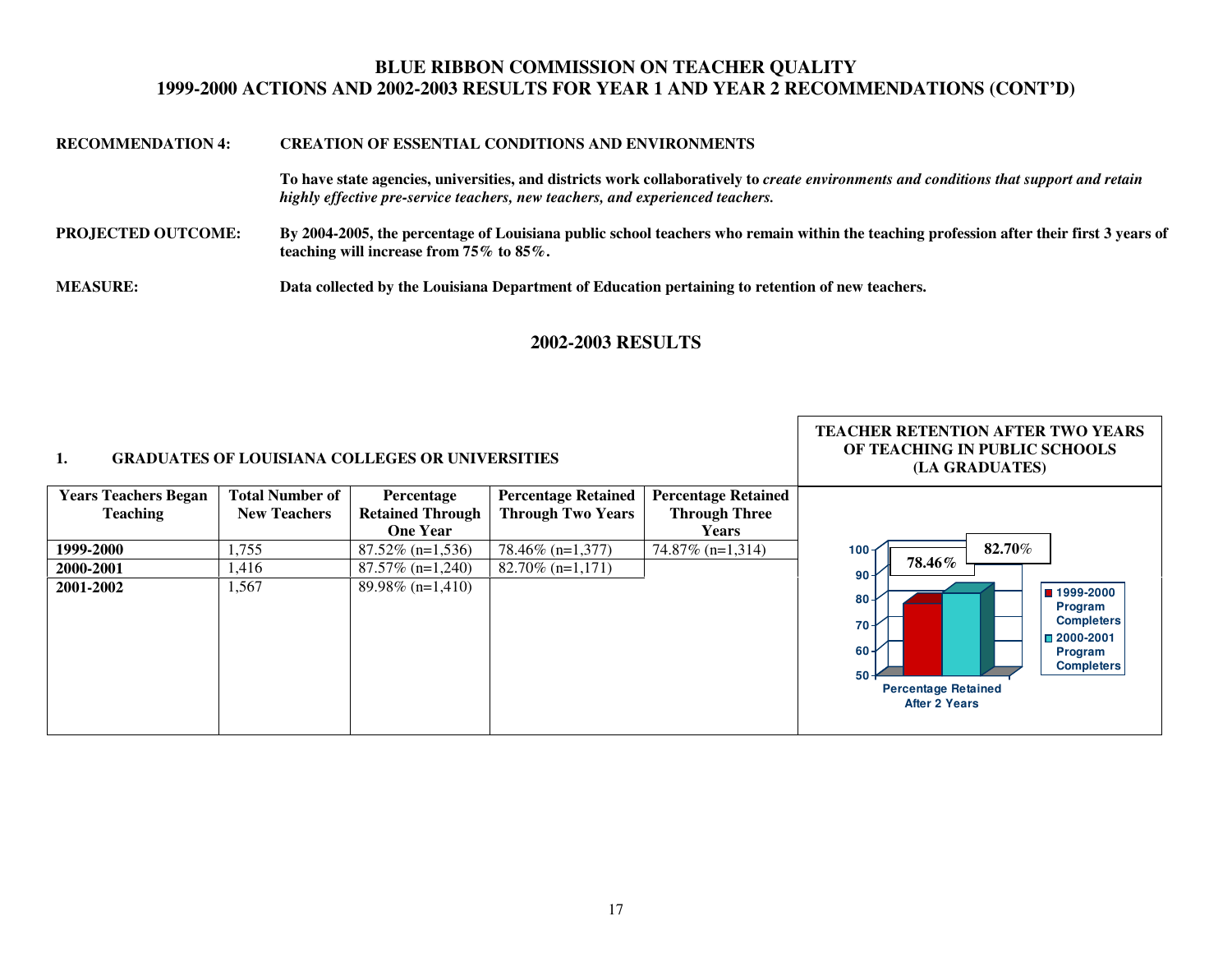## BLUE RIBBON COMMISSION ON TEACHER QUALITY
## 1999-2000 ACTIONS AND 2002-2003 RESULTS FOR YEAR 1 AND YEAR 2 RECOMMENDATIONS (CONT'D)

**RECOMMENDATION 4:** **CREATION OF ESSENTIAL CONDITIONS AND ENVIRONMENTS**

**To have state agencies, universities, and districts work collaboratively to *create environments and conditions that support and retain highly effective pre-service teachers, new teachers, and experienced teachers.***

**PROJECTED OUTCOME:** **By 2004-2005, the percentage of Louisiana public school teachers who remain within the teaching profession after their first 3 years of teaching will increase from 75% to 85%.**

**MEASURE:** **Data collected by the Louisiana Department of Education pertaining to retention of new teachers.**

## 2002-2003 RESULTS

### 1. GRADUATES OF LOUISIANA COLLEGES OR UNIVERSITIES

| Years Teachers Began Teaching | Total Number of New Teachers | Percentage Retained Through One Year | Percentage Retained Through Two Years | Percentage Retained Through Three Years |
|---|---|---|---|---|
| **1999-2000** | 1,755 | 87.52% (n=1,536) | 78.46% (n=1,377) | 74.87% (n=1,314) |
| **2000-2001** | 1,416 | 87.57% (n=1,240) | 82.70% (n=1,171) | |
| **2001-2002** | 1,567 | 89.98% (n=1,410) | | |

**TEACHER RETENTION AFTER TWO YEARS OF TEACHING IN PUBLIC SCHOOLS (LA GRADUATES)**

| Percentage Retained After 2 Years | |
|---|---|
| 1999-2000 Program Completers | 78.46% |
| 2000-2001 Program Completers | 82.70% |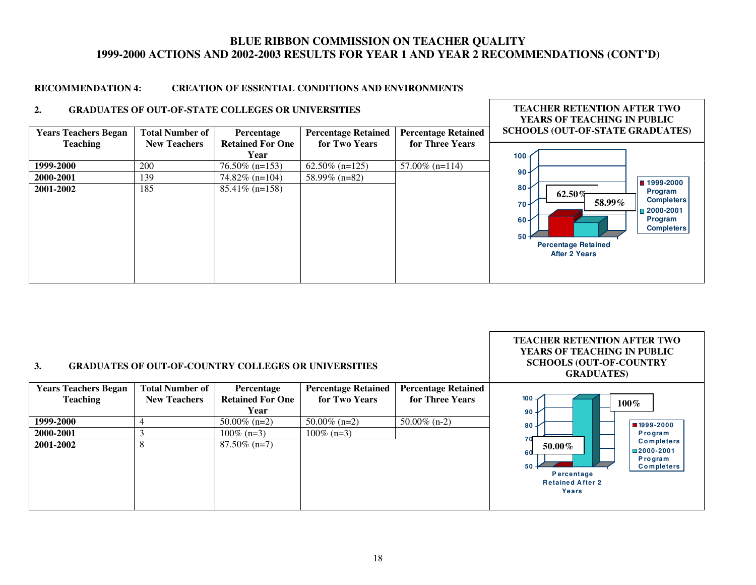# BLUE RIBBON COMMISSION ON TEACHER QUALITY
## 1999-2000 ACTIONS AND 2002-2003 RESULTS FOR YEAR 1 AND YEAR 2 RECOMMENDATIONS (CONT'D)

**RECOMMENDATION 4: CREATION OF ESSENTIAL CONDITIONS AND ENVIRONMENTS**

### 2. GRADUATES OF OUT-OF-STATE COLLEGES OR UNIVERSITIES

| Years Teachers Began Teaching | Total Number of New Teachers | Percentage Retained For One Year | Percentage Retained for Two Years | Percentage Retained for Three Years |
|---|---|---|---|---|
| **1999-2000** | 200 | 76.50% (n=153) | 62.50% (n=125) | 57.00% (n=114) |
| **2000-2001** | 139 | 74.82% (n=104) | 58.99% (n=82) | |
| **2001-2002** | 185 | 85.41% (n=158) | | |

**TEACHER RETENTION AFTER TWO YEARS OF TEACHING IN PUBLIC SCHOOLS (OUT-OF-STATE GRADUATES)**

Percentage Retained After 2 Years: 1999-2000 Program Completers 62.50%; 2000-2001 Program Completers 58.99%

### 3. GRADUATES OF OUT-OF-COUNTRY COLLEGES OR UNIVERSITIES

| Years Teachers Began Teaching | Total Number of New Teachers | Percentage Retained For One Year | Percentage Retained for Two Years | Percentage Retained for Three Years |
|---|---|---|---|---|
| **1999-2000** | 4 | 50.00% (n=2) | 50.00% (n=2) | 50.00% (n-2) |
| **2000-2001** | 3 | 100% (n=3) | 100% (n=3) | |
| **2001-2002** | 8 | 87.50% (n=7) | | |

**TEACHER RETENTION AFTER TWO YEARS OF TEACHING IN PUBLIC SCHOOLS (OUT-OF-COUNTRY GRADUATES)**

Percentage Retained After 2 Years: 1999-2000 Program Completers 50.00%; 2000-2001 Program Completers 100%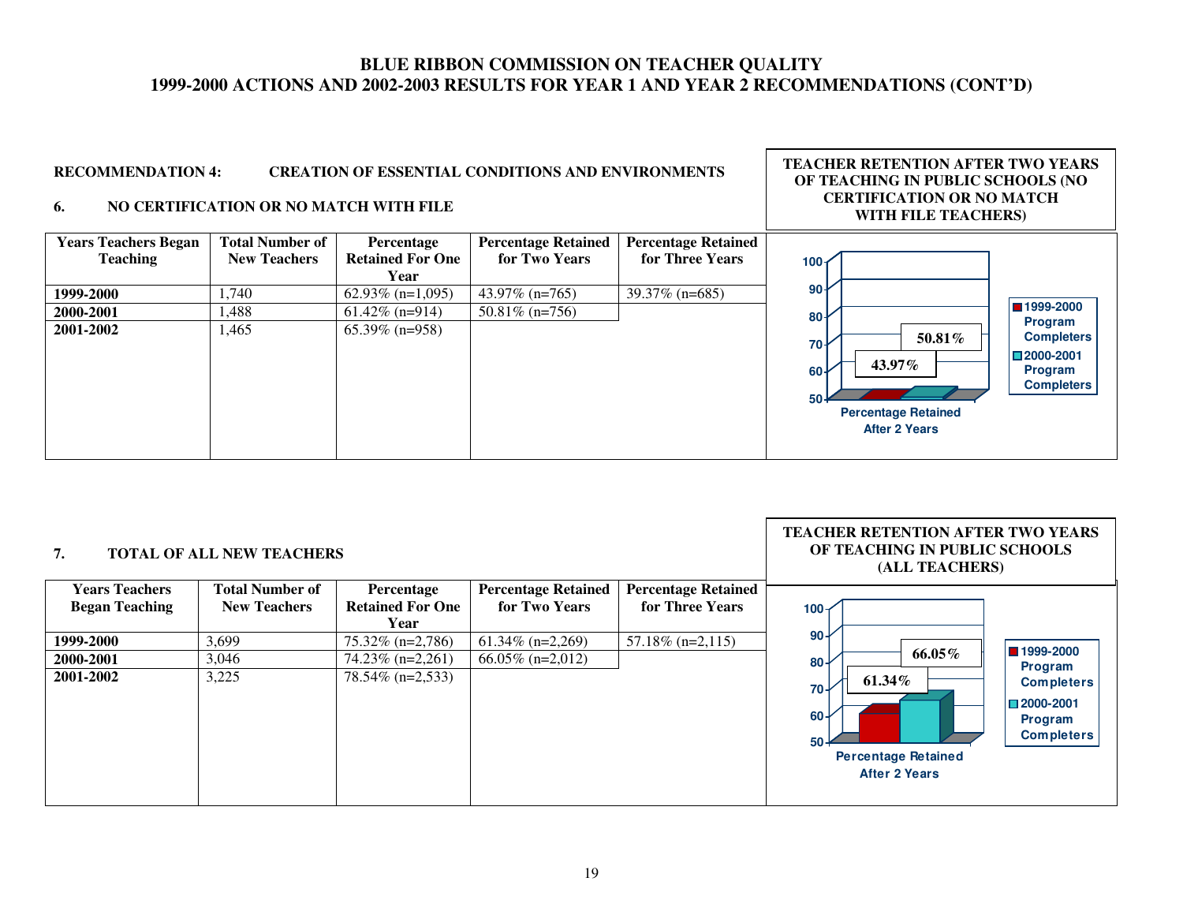# BLUE RIBBON COMMISSION ON TEACHER QUALITY
# 1999-2000 ACTIONS AND 2002-2003 RESULTS FOR YEAR 1 AND YEAR 2 RECOMMENDATIONS (CONT'D)

**RECOMMENDATION 4: CREATION OF ESSENTIAL CONDITIONS AND ENVIRONMENTS**

**6. NO CERTIFICATION OR NO MATCH WITH FILE**

| Years Teachers Began Teaching | Total Number of New Teachers | Percentage Retained For One Year | Percentage Retained for Two Years | Percentage Retained for Three Years |
|---|---|---|---|---|
| **1999-2000** | 1,740 | 62.93% (n=1,095) | 43.97% (n=765) | 39.37% (n=685) |
| **2000-2001** | 1,488 | 61.42% (n=914) | 50.81% (n=756) | |
| **2001-2002** | 1,465 | 65.39% (n=958) | | |

**TEACHER RETENTION AFTER TWO YEARS OF TEACHING IN PUBLIC SCHOOLS (NO CERTIFICATION OR NO MATCH WITH FILE TEACHERS)**

| Percentage Retained After 2 Years | |
|---|---|
| 1999-2000 Program Completers | 43.97% |
| 2000-2001 Program Completers | 50.81% |

**7. TOTAL OF ALL NEW TEACHERS**

| Years Teachers Began Teaching | Total Number of New Teachers | Percentage Retained For One Year | Percentage Retained for Two Years | Percentage Retained for Three Years |
|---|---|---|---|---|
| **1999-2000** | 3,699 | 75.32% (n=2,786) | 61.34% (n=2,269) | 57.18% (n=2,115) |
| **2000-2001** | 3,046 | 74.23% (n=2,261) | 66.05% (n=2,012) | |
| **2001-2002** | 3,225 | 78.54% (n=2,533) | | |

**TEACHER RETENTION AFTER TWO YEARS OF TEACHING IN PUBLIC SCHOOLS (ALL TEACHERS)**

| Percentage Retained After 2 Years | |
|---|---|
| 1999-2000 Program Completers | 61.34% |
| 2000-2001 Program Completers | 66.05% |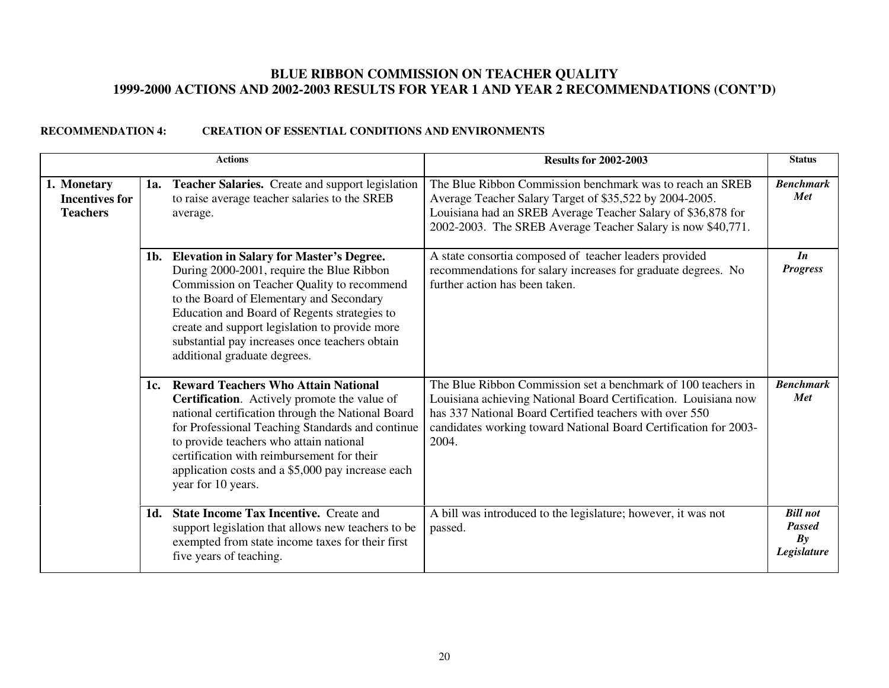## BLUE RIBBON COMMISSION ON TEACHER QUALITY
## 1999-2000 ACTIONS AND 2002-2003 RESULTS FOR YEAR 1 AND YEAR 2 RECOMMENDATIONS (CONT'D)

**RECOMMENDATION 4: CREATION OF ESSENTIAL CONDITIONS AND ENVIRONMENTS**

| Actions | | Results for 2002-2003 | Status |
|---|---|---|---|
| **1. Monetary Incentives for Teachers** | **1a. Teacher Salaries.** Create and support legislation to raise average teacher salaries to the SREB average. | The Blue Ribbon Commission benchmark was to reach an SREB Average Teacher Salary Target of $35,522 by 2004-2005. Louisiana had an SREB Average Teacher Salary of $36,878 for 2002-2003. The SREB Average Teacher Salary is now $40,771. | ***Benchmark Met*** |
| | **1b. Elevation in Salary for Master's Degree.** During 2000-2001, require the Blue Ribbon Commission on Teacher Quality to recommend to the Board of Elementary and Secondary Education and Board of Regents strategies to create and support legislation to provide more substantial pay increases once teachers obtain additional graduate degrees. | A state consortia composed of teacher leaders provided recommendations for salary increases for graduate degrees. No further action has been taken. | ***In Progress*** |
| | **1c. Reward Teachers Who Attain National Certification**. Actively promote the value of national certification through the National Board for Professional Teaching Standards and continue to provide teachers who attain national certification with reimbursement for their application costs and a $5,000 pay increase each year for 10 years. | The Blue Ribbon Commission set a benchmark of 100 teachers in Louisiana achieving National Board Certification. Louisiana now has 337 National Board Certified teachers with over 550 candidates working toward National Board Certification for 2003-2004. | ***Benchmark Met*** |
| | **1d. State Income Tax Incentive.** Create and support legislation that allows new teachers to be exempted from state income taxes for their first five years of teaching. | A bill was introduced to the legislature; however, it was not passed. | ***Bill not Passed By Legislature*** |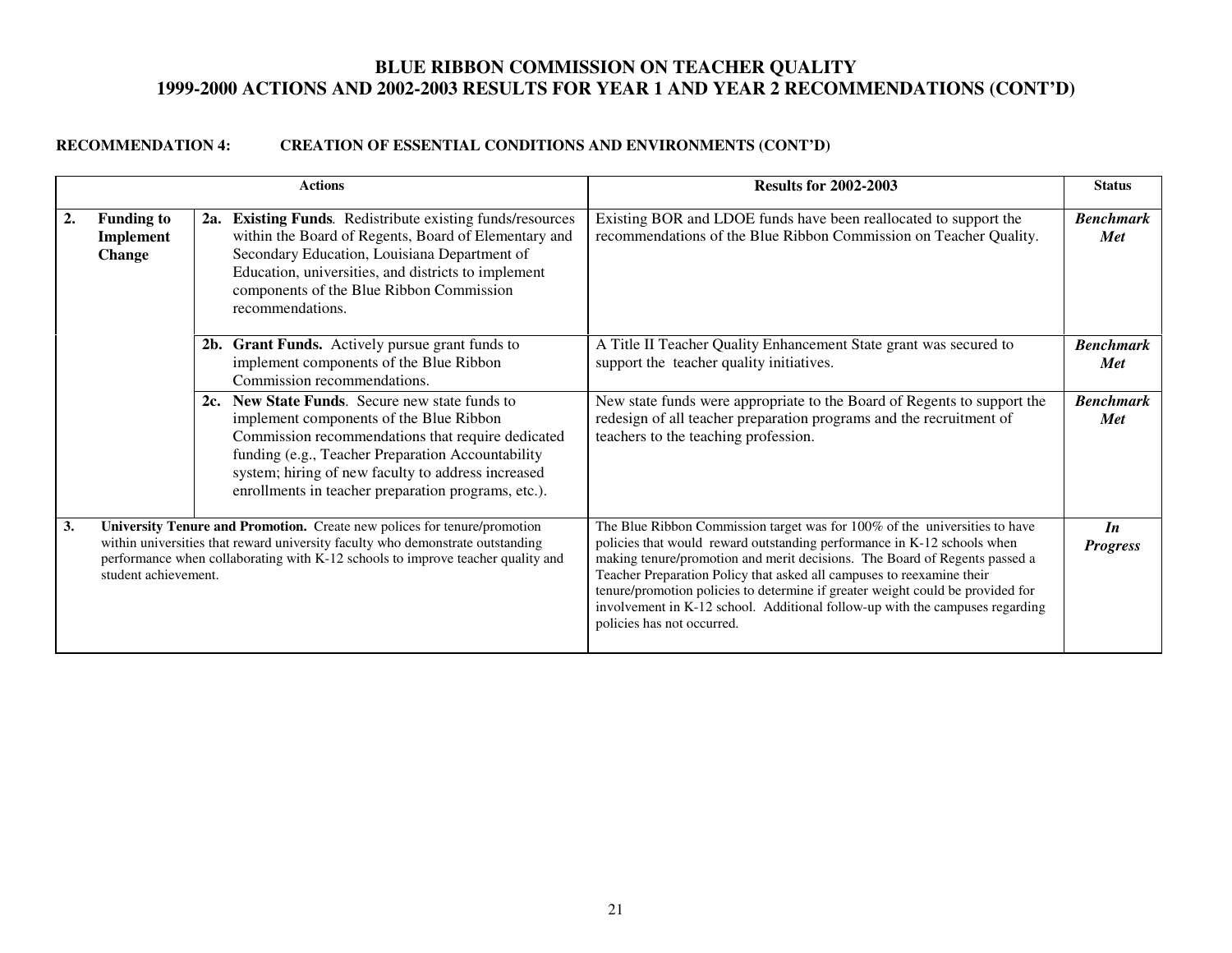# BLUE RIBBON COMMISSION ON TEACHER QUALITY
## 1999-2000 ACTIONS AND 2002-2003 RESULTS FOR YEAR 1 AND YEAR 2 RECOMMENDATIONS (CONT'D)

**RECOMMENDATION 4: CREATION OF ESSENTIAL CONDITIONS AND ENVIRONMENTS (CONT'D)**

| Actions | | | Results for 2002-2003 | Status |
|---|---|---|---|---|
| **2.** | **Funding to Implement Change** | **2a. Existing Funds**. Redistribute existing funds/resources within the Board of Regents, Board of Elementary and Secondary Education, Louisiana Department of Education, universities, and districts to implement components of the Blue Ribbon Commission recommendations. | Existing BOR and LDOE funds have been reallocated to support the recommendations of the Blue Ribbon Commission on Teacher Quality. | ***Benchmark Met*** |
| | | **2b. Grant Funds.** Actively pursue grant funds to implement components of the Blue Ribbon Commission recommendations. | A Title II Teacher Quality Enhancement State grant was secured to support the teacher quality initiatives. | ***Benchmark Met*** |
| | | **2c. New State Funds**. Secure new state funds to implement components of the Blue Ribbon Commission recommendations that require dedicated funding (e.g., Teacher Preparation Accountability system; hiring of new faculty to address increased enrollments in teacher preparation programs, etc.). | New state funds were appropriate to the Board of Regents to support the redesign of all teacher preparation programs and the recruitment of teachers to the teaching profession. | ***Benchmark Met*** |
| **3.** | **University Tenure and Promotion.** Create new polices for tenure/promotion within universities that reward university faculty who demonstrate outstanding performance when collaborating with K-12 schools to improve teacher quality and student achievement. | | The Blue Ribbon Commission target was for 100% of the universities to have policies that would reward outstanding performance in K-12 schools when making tenure/promotion and merit decisions. The Board of Regents passed a Teacher Preparation Policy that asked all campuses to reexamine their tenure/promotion policies to determine if greater weight could be provided for involvement in K-12 school. Additional follow-up with the campuses regarding policies has not occurred. | ***In Progress*** |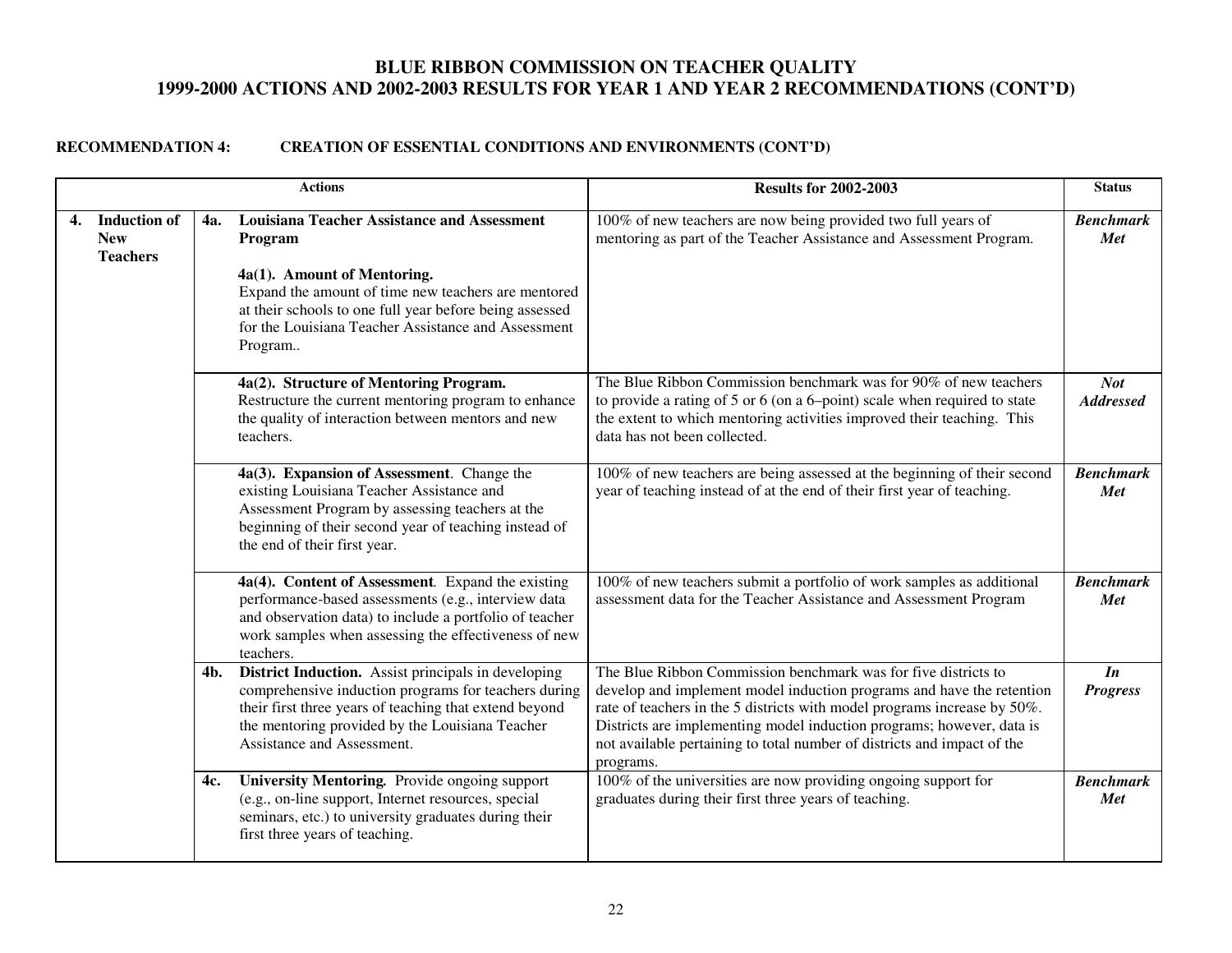# BLUE RIBBON COMMISSION ON TEACHER QUALITY
# 1999-2000 ACTIONS AND 2002-2003 RESULTS FOR YEAR 1 AND YEAR 2 RECOMMENDATIONS (CONT'D)

**RECOMMENDATION 4: CREATION OF ESSENTIAL CONDITIONS AND ENVIRONMENTS (CONT'D)**

| Actions | | | Results for 2002-2003 | Status |
|---|---|---|---|---|
| **4. Induction of New Teachers** | **4a.** | **Louisiana Teacher Assistance and Assessment Program**<br><br>**4a(1). Amount of Mentoring.** Expand the amount of time new teachers are mentored at their schools to one full year before being assessed for the Louisiana Teacher Assistance and Assessment Program.. | 100% of new teachers are now being provided two full years of mentoring as part of the Teacher Assistance and Assessment Program. | ***Benchmark Met*** |
| | | **4a(2). Structure of Mentoring Program.** Restructure the current mentoring program to enhance the quality of interaction between mentors and new teachers. | The Blue Ribbon Commission benchmark was for 90% of new teachers to provide a rating of 5 or 6 (on a 6–point) scale when required to state the extent to which mentoring activities improved their teaching. This data has not been collected. | ***Not Addressed*** |
| | | **4a(3). Expansion of Assessment**. Change the existing Louisiana Teacher Assistance and Assessment Program by assessing teachers at the beginning of their second year of teaching instead of the end of their first year. | 100% of new teachers are being assessed at the beginning of their second year of teaching instead of at the end of their first year of teaching. | ***Benchmark Met*** |
| | | **4a(4). Content of Assessment**. Expand the existing performance-based assessments (e.g., interview data and observation data) to include a portfolio of teacher work samples when assessing the effectiveness of new teachers. | 100% of new teachers submit a portfolio of work samples as additional assessment data for the Teacher Assistance and Assessment Program | ***Benchmark Met*** |
| | **4b.** | **District Induction.** Assist principals in developing comprehensive induction programs for teachers during their first three years of teaching that extend beyond the mentoring provided by the Louisiana Teacher Assistance and Assessment. | The Blue Ribbon Commission benchmark was for five districts to develop and implement model induction programs and have the retention rate of teachers in the 5 districts with model programs increase by 50%. Districts are implementing model induction programs; however, data is not available pertaining to total number of districts and impact of the programs. | ***In Progress*** |
| | **4c.** | **University Mentoring.** Provide ongoing support (e.g., on-line support, Internet resources, special seminars, etc.) to university graduates during their first three years of teaching. | 100% of the universities are now providing ongoing support for graduates during their first three years of teaching. | ***Benchmark Met*** |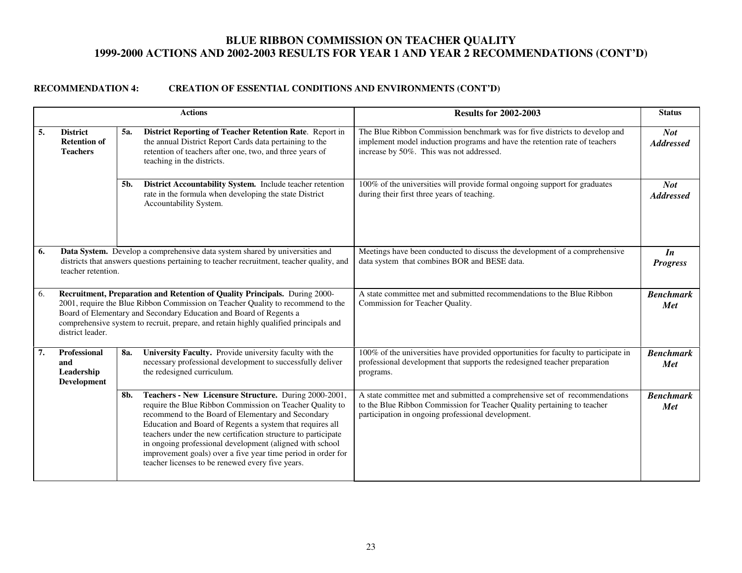# BLUE RIBBON COMMISSION ON TEACHER QUALITY
# 1999-2000 ACTIONS AND 2002-2003 RESULTS FOR YEAR 1 AND YEAR 2 RECOMMENDATIONS (CONT'D)

## RECOMMENDATION 4: CREATION OF ESSENTIAL CONDITIONS AND ENVIRONMENTS (CONT'D)

| Actions | | | Results for 2002-2003 | Status |
|---|---|---|---|---|
| **5.** | **District Retention of Teachers** | **5a. District Reporting of Teacher Retention Rate**. Report in the annual District Report Cards data pertaining to the retention of teachers after one, two, and three years of teaching in the districts. | The Blue Ribbon Commission benchmark was for five districts to develop and implement model induction programs and have the retention rate of teachers increase by 50%. This was not addressed. | ***Not Addressed*** |
| | | **5b. District Accountability System.** Include teacher retention rate in the formula when developing the state District Accountability System. | 100% of the universities will provide formal ongoing support for graduates during their first three years of teaching. | ***Not Addressed*** |
| **6.** | **Data System.** Develop a comprehensive data system shared by universities and districts that answers questions pertaining to teacher recruitment, teacher quality, and teacher retention. | | Meetings have been conducted to discuss the development of a comprehensive data system that combines BOR and BESE data. | ***In Progress*** |
| 6. | **Recruitment, Preparation and Retention of Quality Principals.** During 2000-2001, require the Blue Ribbon Commission on Teacher Quality to recommend to the Board of Elementary and Secondary Education and Board of Regents a comprehensive system to recruit, prepare, and retain highly qualified principals and district leader. | | A state committee met and submitted recommendations to the Blue Ribbon Commission for Teacher Quality. | ***Benchmark Met*** |
| **7.** | **Professional and Leadership Development** | **8a. University Faculty.** Provide university faculty with the necessary professional development to successfully deliver the redesigned curriculum. | 100% of the universities have provided opportunities for faculty to participate in professional development that supports the redesigned teacher preparation programs. | ***Benchmark Met*** |
| | | **8b. Teachers - New Licensure Structure.** During 2000-2001, require the Blue Ribbon Commission on Teacher Quality to recommend to the Board of Elementary and Secondary Education and Board of Regents a system that requires all teachers under the new certification structure to participate in ongoing professional development (aligned with school improvement goals) over a five year time period in order for teacher licenses to be renewed every five years. | A state committee met and submitted a comprehensive set of recommendations to the Blue Ribbon Commission for Teacher Quality pertaining to teacher participation in ongoing professional development. | ***Benchmark Met*** |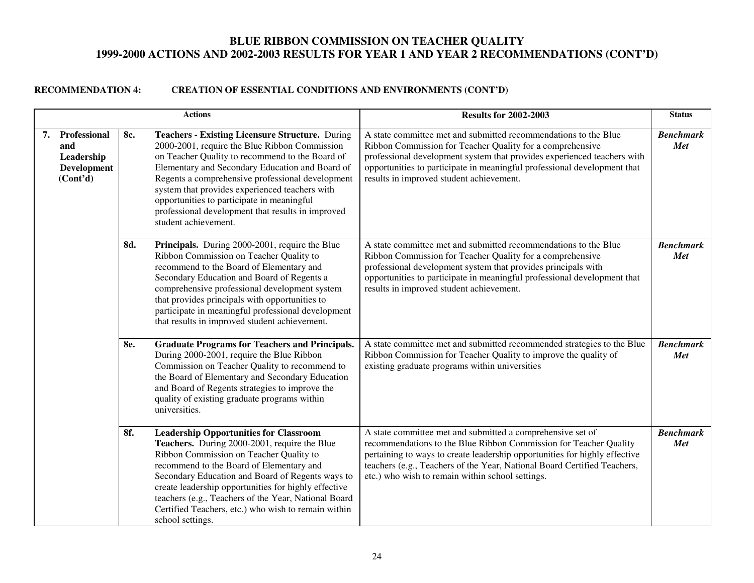# BLUE RIBBON COMMISSION ON TEACHER QUALITY
# 1999-2000 ACTIONS AND 2002-2003 RESULTS FOR YEAR 1 AND YEAR 2 RECOMMENDATIONS (CONT'D)

**RECOMMENDATION 4: CREATION OF ESSENTIAL CONDITIONS AND ENVIRONMENTS (CONT'D)**

| Actions | | | Results for 2002-2003 | Status |
|---|---|---|---|---|
| **7. Professional and Leadership Development (Cont'd)** | **8c.** | **Teachers - Existing Licensure Structure.** During 2000-2001, require the Blue Ribbon Commission on Teacher Quality to recommend to the Board of Elementary and Secondary Education and Board of Regents a comprehensive professional development system that provides experienced teachers with opportunities to participate in meaningful professional development that results in improved student achievement. | A state committee met and submitted recommendations to the Blue Ribbon Commission for Teacher Quality for a comprehensive professional development system that provides experienced teachers with opportunities to participate in meaningful professional development that results in improved student achievement. | ***Benchmark Met*** |
| | **8d.** | **Principals.** During 2000-2001, require the Blue Ribbon Commission on Teacher Quality to recommend to the Board of Elementary and Secondary Education and Board of Regents a comprehensive professional development system that provides principals with opportunities to participate in meaningful professional development that results in improved student achievement. | A state committee met and submitted recommendations to the Blue Ribbon Commission for Teacher Quality for a comprehensive professional development system that provides principals with opportunities to participate in meaningful professional development that results in improved student achievement. | ***Benchmark Met*** |
| | **8e.** | **Graduate Programs for Teachers and Principals.** During 2000-2001, require the Blue Ribbon Commission on Teacher Quality to recommend to the Board of Elementary and Secondary Education and Board of Regents strategies to improve the quality of existing graduate programs within universities. | A state committee met and submitted recommended strategies to the Blue Ribbon Commission for Teacher Quality to improve the quality of existing graduate programs within universities | ***Benchmark Met*** |
| | **8f.** | **Leadership Opportunities for Classroom Teachers.** During 2000-2001, require the Blue Ribbon Commission on Teacher Quality to recommend to the Board of Elementary and Secondary Education and Board of Regents ways to create leadership opportunities for highly effective teachers (e.g., Teachers of the Year, National Board Certified Teachers, etc.) who wish to remain within school settings. | A state committee met and submitted a comprehensive set of recommendations to the Blue Ribbon Commission for Teacher Quality pertaining to ways to create leadership opportunities for highly effective teachers (e.g., Teachers of the Year, National Board Certified Teachers, etc.) who wish to remain within school settings. | ***Benchmark Met*** |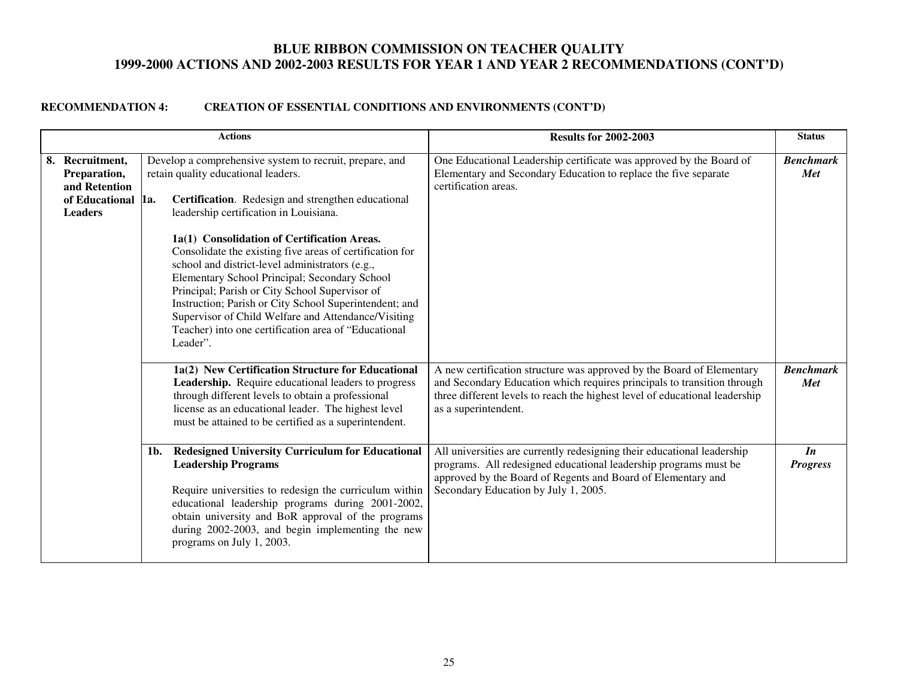# BLUE RIBBON COMMISSION ON TEACHER QUALITY
## 1999-2000 ACTIONS AND 2002-2003 RESULTS FOR YEAR 1 AND YEAR 2 RECOMMENDATIONS (CONT'D)

**RECOMMENDATION 4: CREATION OF ESSENTIAL CONDITIONS AND ENVIRONMENTS (CONT'D)**

| Actions | | Results for 2002-2003 | Status |
|---|---|---|---|
| **8. Recruitment, Preparation, and Retention of Educational Leaders** | Develop a comprehensive system to recruit, prepare, and retain quality educational leaders.<br><br>**1a. Certification**. Redesign and strengthen educational leadership certification in Louisiana.<br><br>**1a(1) Consolidation of Certification Areas.** Consolidate the existing five areas of certification for school and district-level administrators (e.g., Elementary School Principal; Secondary School Principal; Parish or City School Supervisor of Instruction; Parish or City School Superintendent; and Supervisor of Child Welfare and Attendance/Visiting Teacher) into one certification area of "Educational Leader". | One Educational Leadership certificate was approved by the Board of Elementary and Secondary Education to replace the five separate certification areas. | ***Benchmark Met*** |
| | **1a(2) New Certification Structure for Educational Leadership.** Require educational leaders to progress through different levels to obtain a professional license as an educational leader. The highest level must be attained to be certified as a superintendent. | A new certification structure was approved by the Board of Elementary and Secondary Education which requires principals to transition through three different levels to reach the highest level of educational leadership as a superintendent. | ***Benchmark Met*** |
| | **1b. Redesigned University Curriculum for Educational Leadership Programs**<br><br>Require universities to redesign the curriculum within educational leadership programs during 2001-2002, obtain university and BoR approval of the programs during 2002-2003, and begin implementing the new programs on July 1, 2003. | All universities are currently redesigning their educational leadership programs. All redesigned educational leadership programs must be approved by the Board of Regents and Board of Elementary and Secondary Education by July 1, 2005. | ***In Progress*** |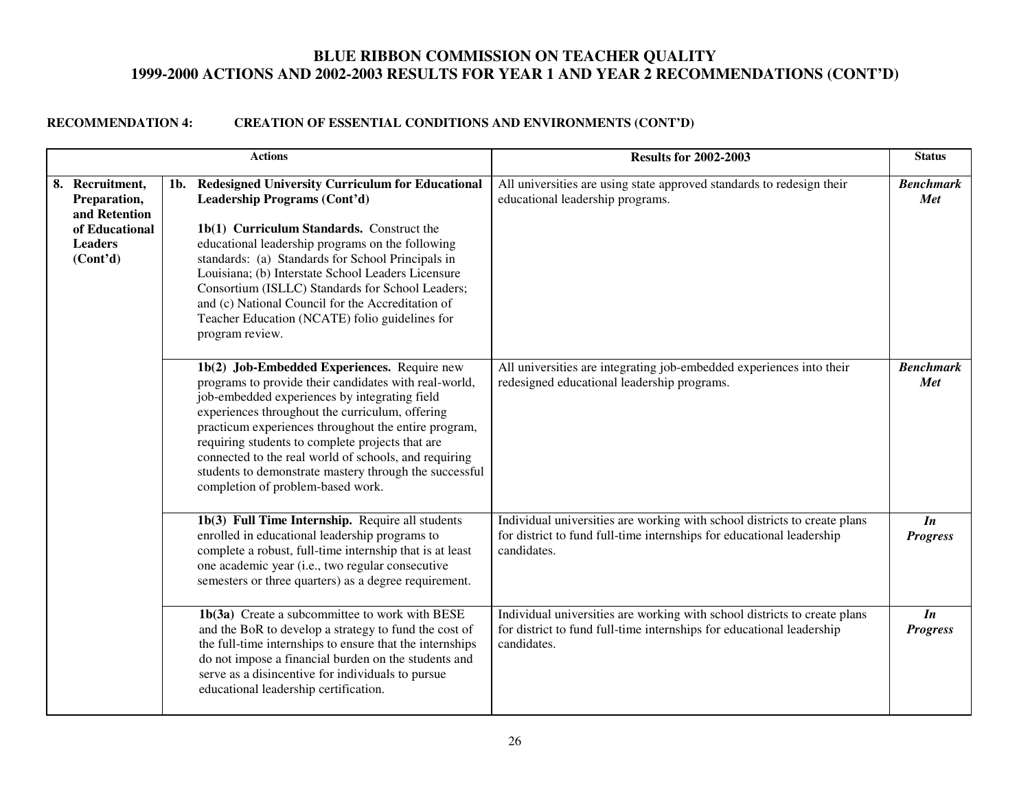## BLUE RIBBON COMMISSION ON TEACHER QUALITY
## 1999-2000 ACTIONS AND 2002-2003 RESULTS FOR YEAR 1 AND YEAR 2 RECOMMENDATIONS (CONT'D)

**RECOMMENDATION 4: CREATION OF ESSENTIAL CONDITIONS AND ENVIRONMENTS (CONT'D)**

| Actions | | Results for 2002-2003 | Status |
|---|---|---|---|
| **8. Recruitment, Preparation, and Retention of Educational Leaders (Cont'd)** | **1b. Redesigned University Curriculum for Educational Leadership Programs (Cont'd)**<br><br>**1b(1) Curriculum Standards.** Construct the educational leadership programs on the following standards: (a) Standards for School Principals in Louisiana; (b) Interstate School Leaders Licensure Consortium (ISLLC) Standards for School Leaders; and (c) National Council for the Accreditation of Teacher Education (NCATE) folio guidelines for program review. | All universities are using state approved standards to redesign their educational leadership programs. | ***Benchmark Met*** |
| | **1b(2) Job-Embedded Experiences.** Require new programs to provide their candidates with real-world, job-embedded experiences by integrating field experiences throughout the curriculum, offering practicum experiences throughout the entire program, requiring students to complete projects that are connected to the real world of schools, and requiring students to demonstrate mastery through the successful completion of problem-based work. | All universities are integrating job-embedded experiences into their redesigned educational leadership programs. | ***Benchmark Met*** |
| | **1b(3) Full Time Internship.** Require all students enrolled in educational leadership programs to complete a robust, full-time internship that is at least one academic year (i.e., two regular consecutive semesters or three quarters) as a degree requirement. | Individual universities are working with school districts to create plans for district to fund full-time internships for educational leadership candidates. | ***In Progress*** |
| | **1b(3a)** Create a subcommittee to work with BESE and the BoR to develop a strategy to fund the cost of the full-time internships to ensure that the internships do not impose a financial burden on the students and serve as a disincentive for individuals to pursue educational leadership certification. | Individual universities are working with school districts to create plans for district to fund full-time internships for educational leadership candidates. | ***In Progress*** |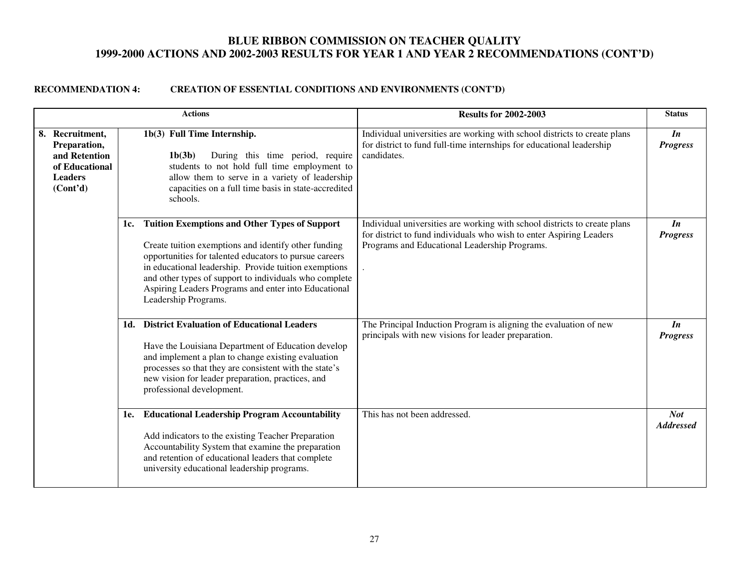# BLUE RIBBON COMMISSION ON TEACHER QUALITY
# 1999-2000 ACTIONS AND 2002-2003 RESULTS FOR YEAR 1 AND YEAR 2 RECOMMENDATIONS (CONT'D)

**RECOMMENDATION 4: CREATION OF ESSENTIAL CONDITIONS AND ENVIRONMENTS (CONT'D)**

| Actions | | Results for 2002-2003 | Status |
|---|---|---|---|
| **8. Recruitment, Preparation, and Retention of Educational Leaders (Cont'd)** | **1b(3) Full Time Internship.**<br><br>**1b(3b)** During this time period, require students to not hold full time employment to allow them to serve in a variety of leadership capacities on a full time basis in state-accredited schools. | Individual universities are working with school districts to create plans for district to fund full-time internships for educational leadership candidates. | ***In Progress*** |
| | **1c. Tuition Exemptions and Other Types of Support**<br><br>Create tuition exemptions and identify other funding opportunities for talented educators to pursue careers in educational leadership. Provide tuition exemptions and other types of support to individuals who complete Aspiring Leaders Programs and enter into Educational Leadership Programs. | Individual universities are working with school districts to create plans for district to fund individuals who wish to enter Aspiring Leaders Programs and Educational Leadership Programs.<br><br>. | ***In Progress*** |
| | **1d. District Evaluation of Educational Leaders**<br><br>Have the Louisiana Department of Education develop and implement a plan to change existing evaluation processes so that they are consistent with the state's new vision for leader preparation, practices, and professional development. | The Principal Induction Program is aligning the evaluation of new principals with new visions for leader preparation. | ***In Progress*** |
| | **1e. Educational Leadership Program Accountability**<br><br>Add indicators to the existing Teacher Preparation Accountability System that examine the preparation and retention of educational leaders that complete university educational leadership programs. | This has not been addressed. | ***Not Addressed*** |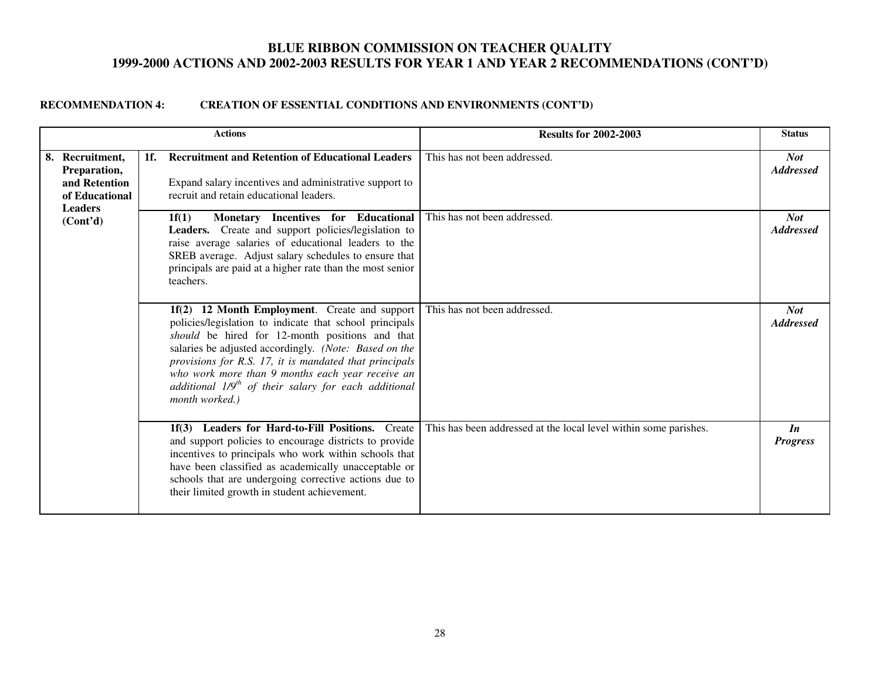# BLUE RIBBON COMMISSION ON TEACHER QUALITY
## 1999-2000 ACTIONS AND 2002-2003 RESULTS FOR YEAR 1 AND YEAR 2 RECOMMENDATIONS (CONT'D)

**RECOMMENDATION 4: CREATION OF ESSENTIAL CONDITIONS AND ENVIRONMENTS (CONT'D)**

| Actions | | Results for 2002-2003 | Status |
|---|---|---|---|
| **8. Recruitment, Preparation, and Retention of Educational Leaders (Cont'd)** | **1f. Recruitment and Retention of Educational Leaders**<br><br>Expand salary incentives and administrative support to recruit and retain educational leaders. | This has not been addressed. | ***Not Addressed*** |
| | **1f(1) Monetary Incentives for Educational Leaders.** Create and support policies/legislation to raise average salaries of educational leaders to the SREB average. Adjust salary schedules to ensure that principals are paid at a higher rate than the most senior teachers. | This has not been addressed. | ***Not Addressed*** |
| | **1f(2) 12 Month Employment**. Create and support policies/legislation to indicate that school principals *should* be hired for 12-month positions and that salaries be adjusted accordingly. *(Note: Based on the provisions for R.S. 17, it is mandated that principals who work more than 9 months each year receive an additional 1/9th of their salary for each additional month worked.)* | This has not been addressed. | ***Not Addressed*** |
| | **1f(3) Leaders for Hard-to-Fill Positions.** Create and support policies to encourage districts to provide incentives to principals who work within schools that have been classified as academically unacceptable or schools that are undergoing corrective actions due to their limited growth in student achievement. | This has been addressed at the local level within some parishes. | ***In Progress*** |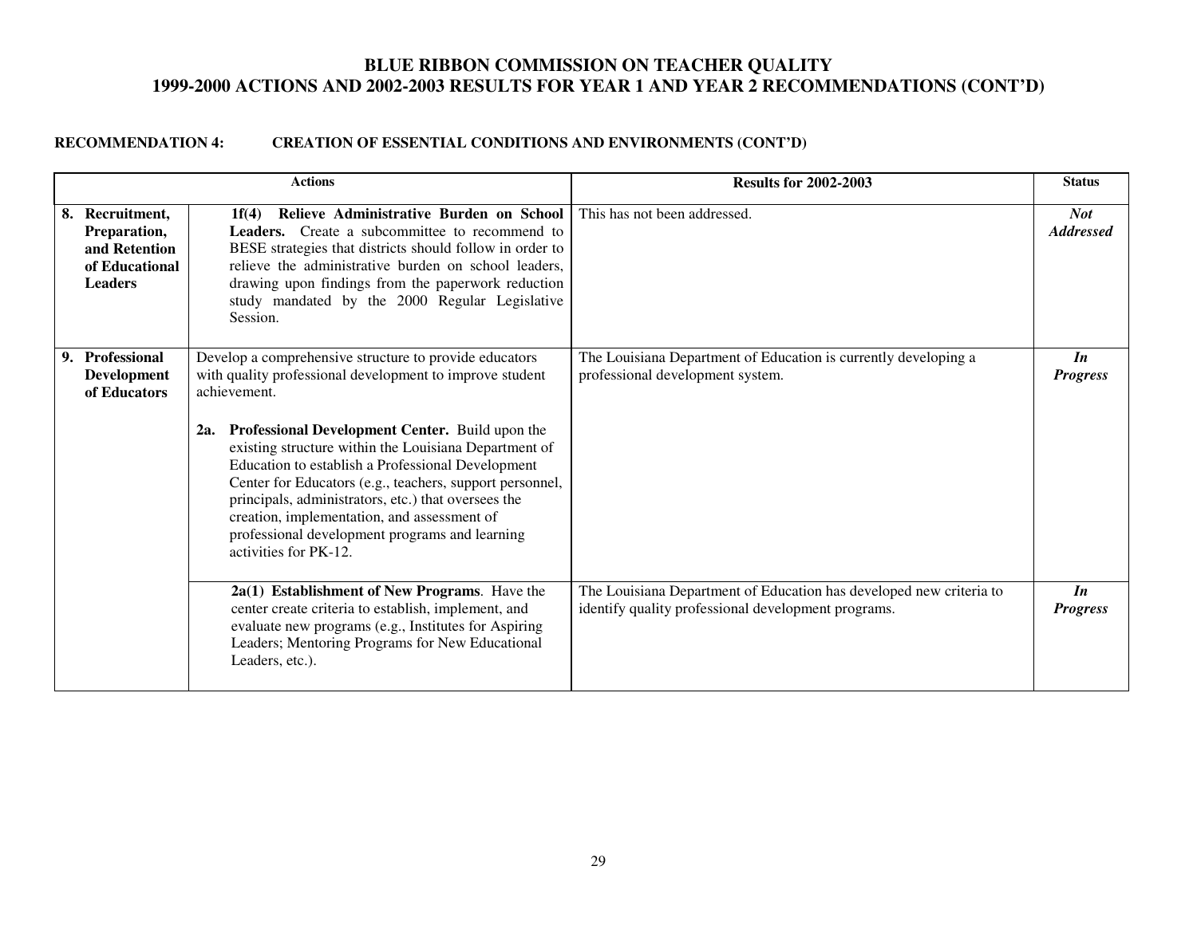# BLUE RIBBON COMMISSION ON TEACHER QUALITY
# 1999-2000 ACTIONS AND 2002-2003 RESULTS FOR YEAR 1 AND YEAR 2 RECOMMENDATIONS (CONT'D)

**RECOMMENDATION 4: CREATION OF ESSENTIAL CONDITIONS AND ENVIRONMENTS (CONT'D)**

| Actions | | Results for 2002-2003 | Status |
|---|---|---|---|
| **8. Recruitment, Preparation, and Retention of Educational Leaders** | **1f(4) Relieve Administrative Burden on School Leaders.** Create a subcommittee to recommend to BESE strategies that districts should follow in order to relieve the administrative burden on school leaders, drawing upon findings from the paperwork reduction study mandated by the 2000 Regular Legislative Session. | This has not been addressed. | ***Not Addressed*** |
| **9. Professional Development of Educators** | Develop a comprehensive structure to provide educators with quality professional development to improve student achievement.<br><br>**2a. Professional Development Center.** Build upon the existing structure within the Louisiana Department of Education to establish a Professional Development Center for Educators (e.g., teachers, support personnel, principals, administrators, etc.) that oversees the creation, implementation, and assessment of professional development programs and learning activities for PK-12. | The Louisiana Department of Education is currently developing a professional development system. | ***In Progress*** |
| | **2a(1) Establishment of New Programs**. Have the center create criteria to establish, implement, and evaluate new programs (e.g., Institutes for Aspiring Leaders; Mentoring Programs for New Educational Leaders, etc.). | The Louisiana Department of Education has developed new criteria to identify quality professional development programs. | ***In Progress*** |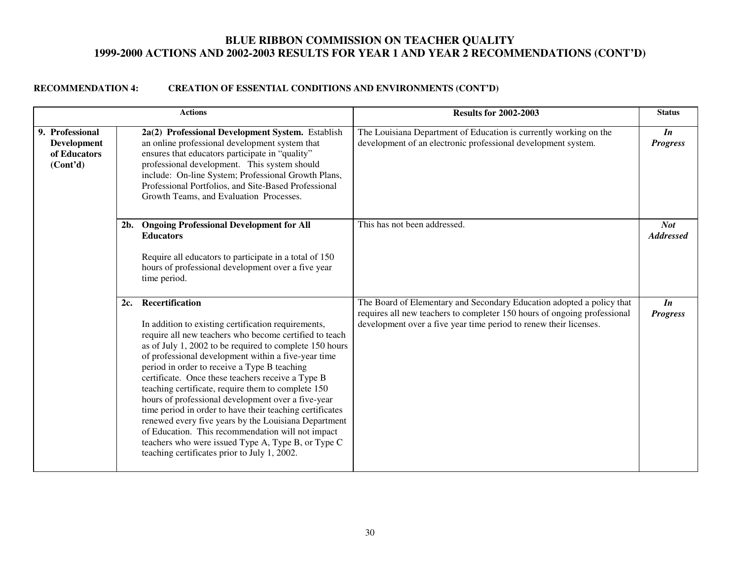# BLUE RIBBON COMMISSION ON TEACHER QUALITY
## 1999-2000 ACTIONS AND 2002-2003 RESULTS FOR YEAR 1 AND YEAR 2 RECOMMENDATIONS (CONT'D)

**RECOMMENDATION 4: CREATION OF ESSENTIAL CONDITIONS AND ENVIRONMENTS (CONT'D)**

| Actions | | Results for 2002-2003 | Status |
|---|---|---|---|
| **9. Professional Development of Educators (Cont'd)** | **2a(2) Professional Development System.** Establish an online professional development system that ensures that educators participate in "quality" professional development. This system should include: On-line System; Professional Growth Plans, Professional Portfolios, and Site-Based Professional Growth Teams, and Evaluation Processes. | The Louisiana Department of Education is currently working on the development of an electronic professional development system. | ***In Progress*** |
| | **2b. Ongoing Professional Development for All Educators**<br><br>Require all educators to participate in a total of 150 hours of professional development over a five year time period. | This has not been addressed. | ***Not Addressed*** |
| | **2c. Recertification**<br><br>In addition to existing certification requirements, require all new teachers who become certified to teach as of July 1, 2002 to be required to complete 150 hours of professional development within a five-year time period in order to receive a Type B teaching certificate. Once these teachers receive a Type B teaching certificate, require them to complete 150 hours of professional development over a five-year time period in order to have their teaching certificates renewed every five years by the Louisiana Department of Education. This recommendation will not impact teachers who were issued Type A, Type B, or Type C teaching certificates prior to July 1, 2002. | The Board of Elementary and Secondary Education adopted a policy that requires all new teachers to completer 150 hours of ongoing professional development over a five year time period to renew their licenses. | ***In Progress*** |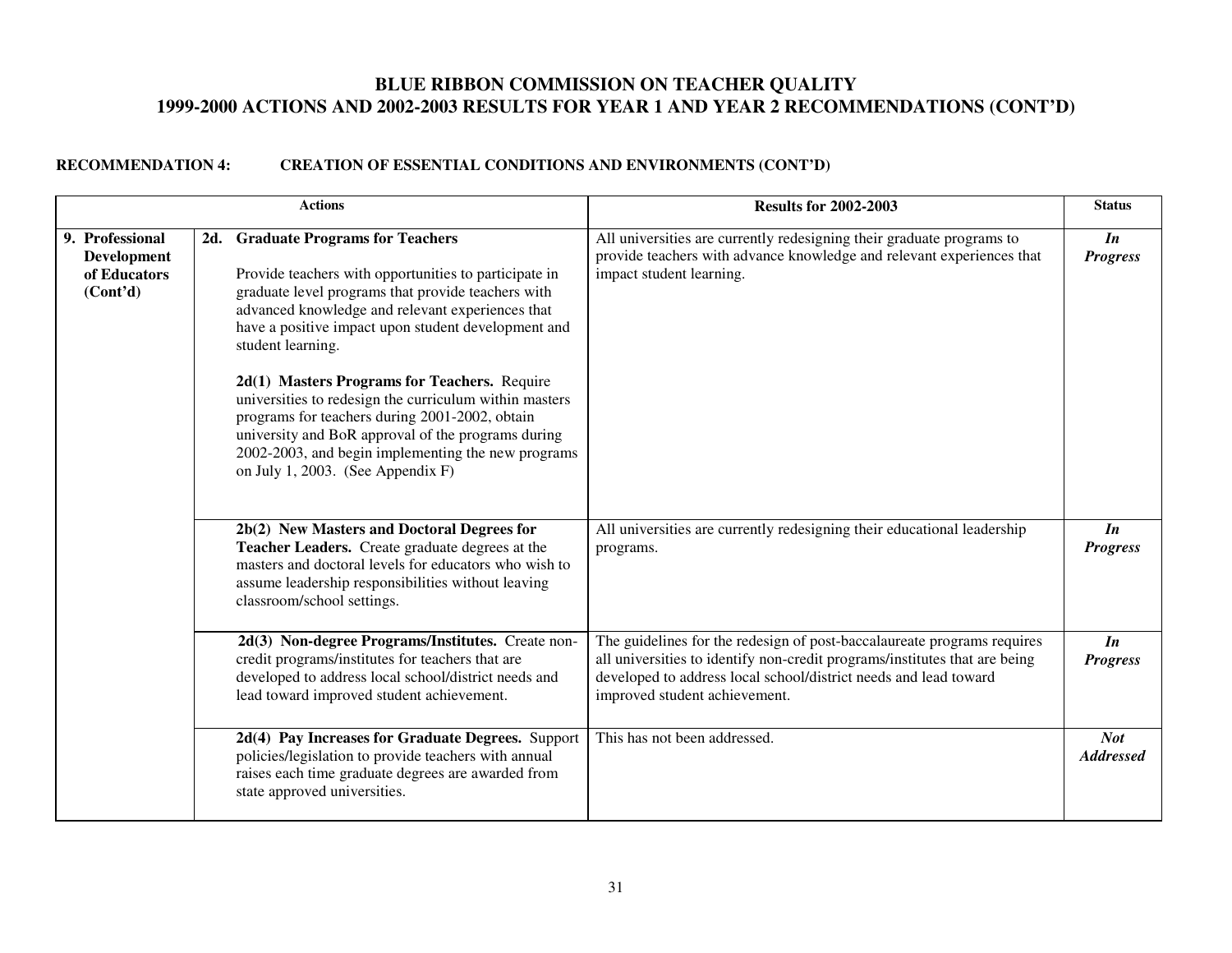## BLUE RIBBON COMMISSION ON TEACHER QUALITY
## 1999-2000 ACTIONS AND 2002-2003 RESULTS FOR YEAR 1 AND YEAR 2 RECOMMENDATIONS (CONT'D)

**RECOMMENDATION 4: CREATION OF ESSENTIAL CONDITIONS AND ENVIRONMENTS (CONT'D)**

| Actions | | Results for 2002-2003 | Status |
|---|---|---|---|
| **9. Professional Development of Educators (Cont'd)** | **2d. Graduate Programs for Teachers**<br><br>Provide teachers with opportunities to participate in graduate level programs that provide teachers with advanced knowledge and relevant experiences that have a positive impact upon student development and student learning.<br><br>**2d(1) Masters Programs for Teachers.** Require universities to redesign the curriculum within masters programs for teachers during 2001-2002, obtain university and BoR approval of the programs during 2002-2003, and begin implementing the new programs on July 1, 2003. (See Appendix F) | All universities are currently redesigning their graduate programs to provide teachers with advance knowledge and relevant experiences that impact student learning. | ***In Progress*** |
| | **2b(2) New Masters and Doctoral Degrees for Teacher Leaders.** Create graduate degrees at the masters and doctoral levels for educators who wish to assume leadership responsibilities without leaving classroom/school settings. | All universities are currently redesigning their educational leadership programs. | ***In Progress*** |
| | **2d(3) Non-degree Programs/Institutes.** Create non-credit programs/institutes for teachers that are developed to address local school/district needs and lead toward improved student achievement. | The guidelines for the redesign of post-baccalaureate programs requires all universities to identify non-credit programs/institutes that are being developed to address local school/district needs and lead toward improved student achievement. | ***In Progress*** |
| | **2d(4) Pay Increases for Graduate Degrees.** Support policies/legislation to provide teachers with annual raises each time graduate degrees are awarded from state approved universities. | This has not been addressed. | ***Not Addressed*** |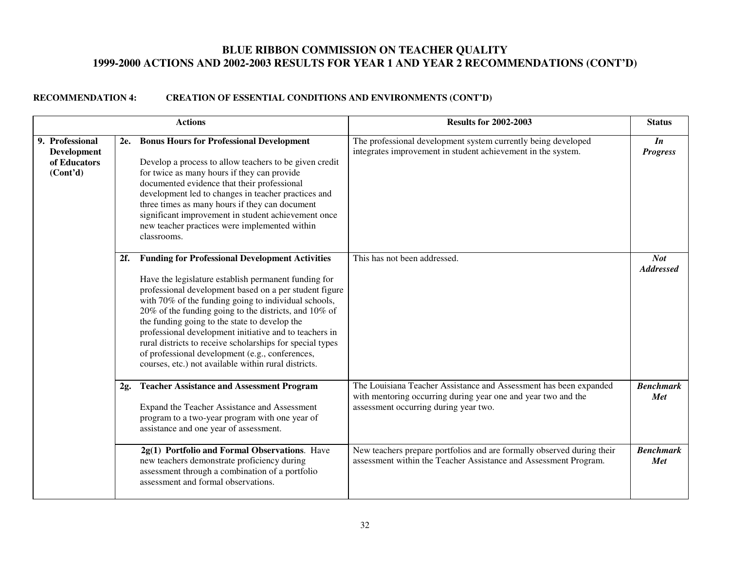# BLUE RIBBON COMMISSION ON TEACHER QUALITY
# 1999-2000 ACTIONS AND 2002-2003 RESULTS FOR YEAR 1 AND YEAR 2 RECOMMENDATIONS (CONT'D)

**RECOMMENDATION 4: CREATION OF ESSENTIAL CONDITIONS AND ENVIRONMENTS (CONT'D)**

| Actions | | Results for 2002-2003 | Status |
|---|---|---|---|
| **9. Professional Development of Educators (Cont'd)** | **2e. Bonus Hours for Professional Development**<br><br>Develop a process to allow teachers to be given credit for twice as many hours if they can provide documented evidence that their professional development led to changes in teacher practices and three times as many hours if they can document significant improvement in student achievement once new teacher practices were implemented within classrooms. | The professional development system currently being developed integrates improvement in student achievement in the system. | ***In Progress*** |
| | **2f. Funding for Professional Development Activities**<br><br>Have the legislature establish permanent funding for professional development based on a per student figure with 70% of the funding going to individual schools, 20% of the funding going to the districts, and 10% of the funding going to the state to develop the professional development initiative and to teachers in rural districts to receive scholarships for special types of professional development (e.g., conferences, courses, etc.) not available within rural districts. | This has not been addressed. | ***Not Addressed*** |
| | **2g. Teacher Assistance and Assessment Program**<br><br>Expand the Teacher Assistance and Assessment program to a two-year program with one year of assistance and one year of assessment. | The Louisiana Teacher Assistance and Assessment has been expanded with mentoring occurring during year one and year two and the assessment occurring during year two. | ***Benchmark Met*** |
| | **2g(1) Portfolio and Formal Observations**. Have new teachers demonstrate proficiency during assessment through a combination of a portfolio assessment and formal observations. | New teachers prepare portfolios and are formally observed during their assessment within the Teacher Assistance and Assessment Program. | ***Benchmark Met*** |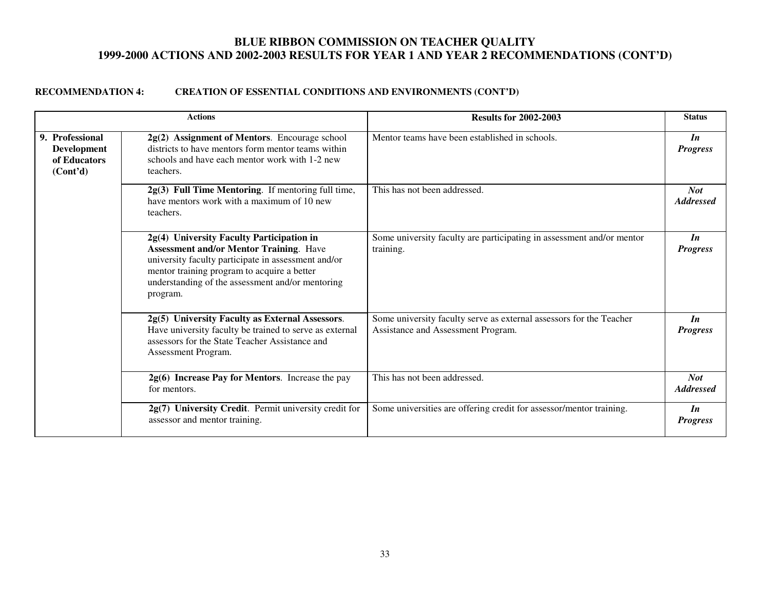# BLUE RIBBON COMMISSION ON TEACHER QUALITY
# 1999-2000 ACTIONS AND 2002-2003 RESULTS FOR YEAR 1 AND YEAR 2 RECOMMENDATIONS (CONT'D)

**RECOMMENDATION 4: CREATION OF ESSENTIAL CONDITIONS AND ENVIRONMENTS (CONT'D)**

| Actions | | Results for 2002-2003 | Status |
|---|---|---|---|
| **9. Professional Development of Educators (Cont'd)** | **2g(2) Assignment of Mentors**. Encourage school districts to have mentors form mentor teams within schools and have each mentor work with 1-2 new teachers. | Mentor teams have been established in schools. | ***In Progress*** |
| | **2g(3) Full Time Mentoring**. If mentoring full time, have mentors work with a maximum of 10 new teachers. | This has not been addressed. | ***Not Addressed*** |
| | **2g(4) University Faculty Participation in Assessment and/or Mentor Training**. Have university faculty participate in assessment and/or mentor training program to acquire a better understanding of the assessment and/or mentoring program. | Some university faculty are participating in assessment and/or mentor training. | ***In Progress*** |
| | **2g(5) University Faculty as External Assessors**. Have university faculty be trained to serve as external assessors for the State Teacher Assistance and Assessment Program. | Some university faculty serve as external assessors for the Teacher Assistance and Assessment Program. | ***In Progress*** |
| | **2g(6) Increase Pay for Mentors**. Increase the pay for mentors. | This has not been addressed. | ***Not Addressed*** |
| | **2g(7) University Credit**. Permit university credit for assessor and mentor training. | Some universities are offering credit for assessor/mentor training. | ***In Progress*** |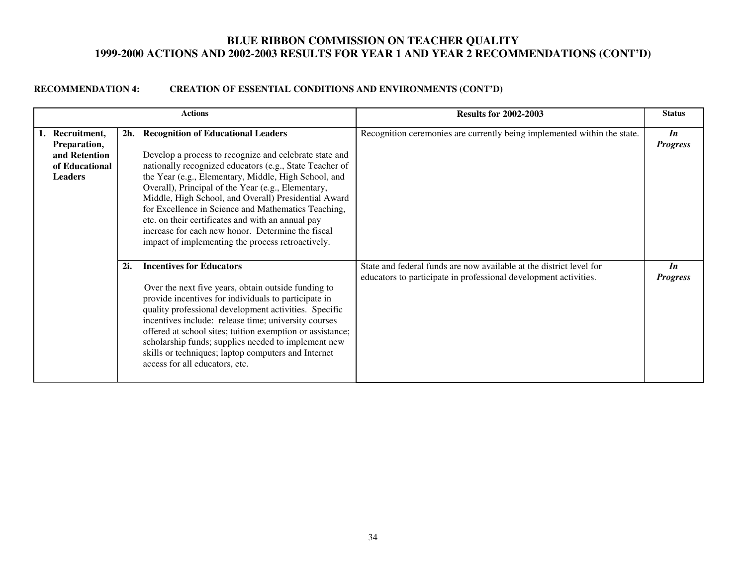## BLUE RIBBON COMMISSION ON TEACHER QUALITY
## 1999-2000 ACTIONS AND 2002-2003 RESULTS FOR YEAR 1 AND YEAR 2 RECOMMENDATIONS (CONT'D)

**RECOMMENDATION 4: CREATION OF ESSENTIAL CONDITIONS AND ENVIRONMENTS (CONT'D)**

| Actions | | Results for 2002-2003 | Status |
|---|---|---|---|
| **1. Recruitment, Preparation, and Retention of Educational Leaders** | **2h. Recognition of Educational Leaders**<br><br>Develop a process to recognize and celebrate state and nationally recognized educators (e.g., State Teacher of the Year (e.g., Elementary, Middle, High School, and Overall), Principal of the Year (e.g., Elementary, Middle, High School, and Overall) Presidential Award for Excellence in Science and Mathematics Teaching, etc. on their certificates and with an annual pay increase for each new honor. Determine the fiscal impact of implementing the process retroactively. | Recognition ceremonies are currently being implemented within the state. | ***In Progress*** |
| | **2i. Incentives for Educators**<br><br>Over the next five years, obtain outside funding to provide incentives for individuals to participate in quality professional development activities. Specific incentives include: release time; university courses offered at school sites; tuition exemption or assistance; scholarship funds; supplies needed to implement new skills or techniques; laptop computers and Internet access for all educators, etc. | State and federal funds are now available at the district level for educators to participate in professional development activities. | ***In Progress*** |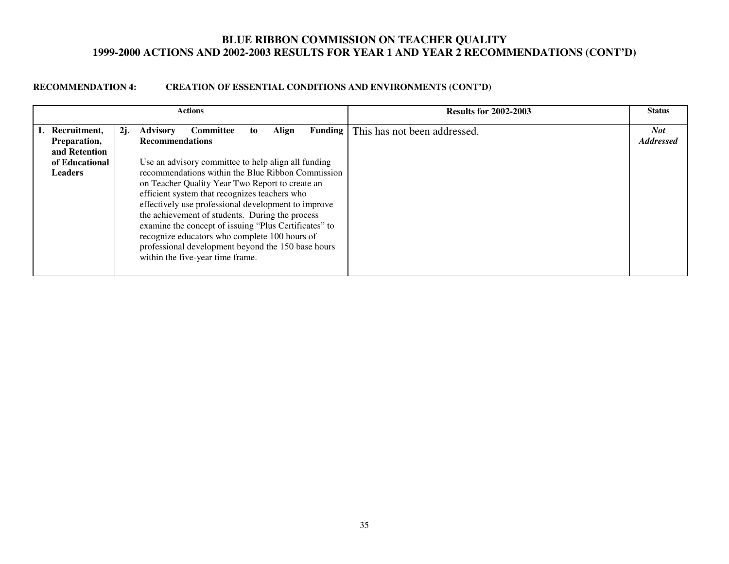# BLUE RIBBON COMMISSION ON TEACHER QUALITY
## 1999-2000 ACTIONS AND 2002-2003 RESULTS FOR YEAR 1 AND YEAR 2 RECOMMENDATIONS (CONT'D)

**RECOMMENDATION 4: CREATION OF ESSENTIAL CONDITIONS AND ENVIRONMENTS (CONT'D)**

| Actions | | Results for 2002-2003 | Status |
|---|---|---|---|
| **1. Recruitment, Preparation, and Retention of Educational Leaders** | **2j. Advisory Committee to Align Funding Recommendations**<br><br>Use an advisory committee to help align all funding recommendations within the Blue Ribbon Commission on Teacher Quality Year Two Report to create an efficient system that recognizes teachers who effectively use professional development to improve the achievement of students. During the process examine the concept of issuing "Plus Certificates" to recognize educators who complete 100 hours of professional development beyond the 150 base hours within the five-year time frame. | This has not been addressed. | ***Not Addressed*** |